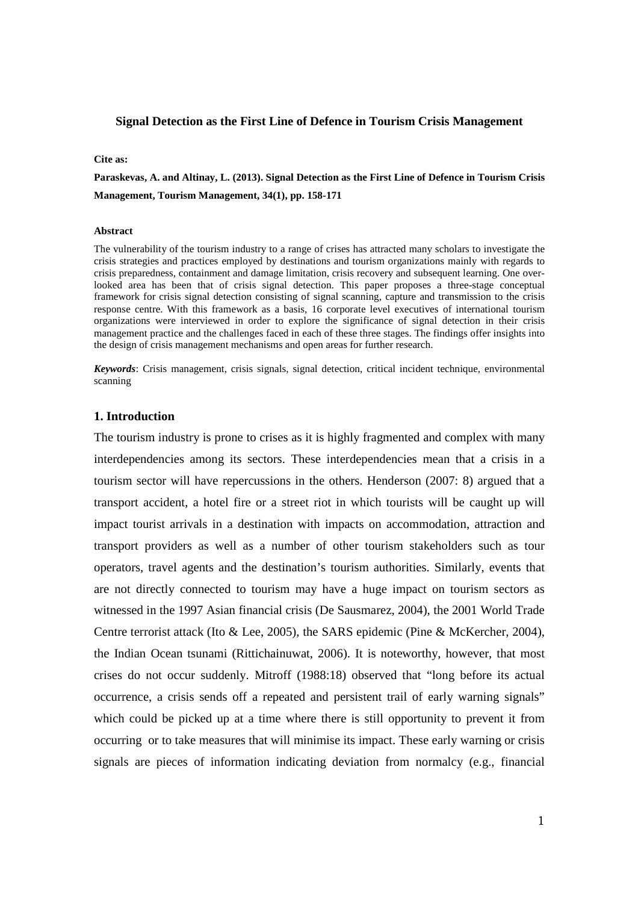# Signal Detection as the First Line of Defence in Tourism Crisis Management

**Cite as:**

**Paraskevas, A. and Altinay, L. (2013). Signal Detection as the First Line of Defence in Tourism Crisis Management, Tourism Management, 34(1), pp. 158-171**

**Abstract**

The vulnerability of the tourism industry to a range of crises has attracted many scholars to investigate the crisis strategies and practices employed by destinations and tourism organizations mainly with regards to crisis preparedness, containment and damage limitation, crisis recovery and subsequent learning. One over-looked area has been that of crisis signal detection. This paper proposes a three-stage conceptual framework for crisis signal detection consisting of signal scanning, capture and transmission to the crisis response centre. With this framework as a basis, 16 corporate level executives of international tourism organizations were interviewed in order to explore the significance of signal detection in their crisis management practice and the challenges faced in each of these three stages. The findings offer insights into the design of crisis management mechanisms and open areas for further research.

***Keywords***: Crisis management, crisis signals, signal detection, critical incident technique, environmental scanning

## 1. Introduction

The tourism industry is prone to crises as it is highly fragmented and complex with many interdependencies among its sectors. These interdependencies mean that a crisis in a tourism sector will have repercussions in the others. Henderson (2007: 8) argued that a transport accident, a hotel fire or a street riot in which tourists will be caught up will impact tourist arrivals in a destination with impacts on accommodation, attraction and transport providers as well as a number of other tourism stakeholders such as tour operators, travel agents and the destination's tourism authorities. Similarly, events that are not directly connected to tourism may have a huge impact on tourism sectors as witnessed in the 1997 Asian financial crisis (De Sausmarez, 2004), the 2001 World Trade Centre terrorist attack (Ito & Lee, 2005), the SARS epidemic (Pine & McKercher, 2004), the Indian Ocean tsunami (Rittichainuwat, 2006). It is noteworthy, however, that most crises do not occur suddenly. Mitroff (1988:18) observed that "long before its actual occurrence, a crisis sends off a repeated and persistent trail of early warning signals" which could be picked up at a time where there is still opportunity to prevent it from occurring or to take measures that will minimise its impact. These early warning or crisis signals are pieces of information indicating deviation from normalcy (e.g., financial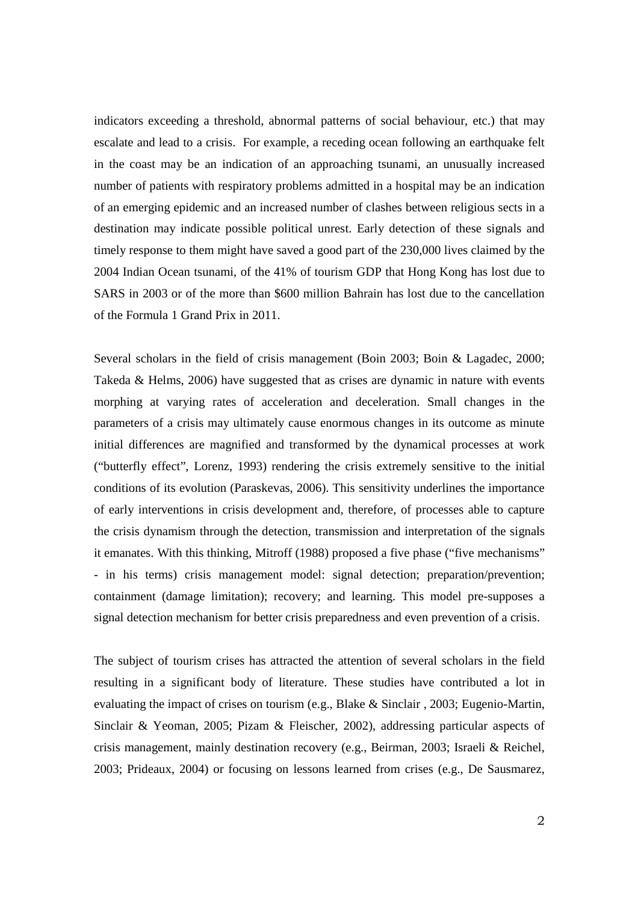indicators exceeding a threshold, abnormal patterns of social behaviour, etc.) that may escalate and lead to a crisis. For example, a receding ocean following an earthquake felt in the coast may be an indication of an approaching tsunami, an unusually increased number of patients with respiratory problems admitted in a hospital may be an indication of an emerging epidemic and an increased number of clashes between religious sects in a destination may indicate possible political unrest. Early detection of these signals and timely response to them might have saved a good part of the 230,000 lives claimed by the 2004 Indian Ocean tsunami, of the 41% of tourism GDP that Hong Kong has lost due to SARS in 2003 or of the more than $600 million Bahrain has lost due to the cancellation of the Formula 1 Grand Prix in 2011.

Several scholars in the field of crisis management (Boin 2003; Boin & Lagadec, 2000; Takeda & Helms, 2006) have suggested that as crises are dynamic in nature with events morphing at varying rates of acceleration and deceleration. Small changes in the parameters of a crisis may ultimately cause enormous changes in its outcome as minute initial differences are magnified and transformed by the dynamical processes at work ("butterfly effect", Lorenz, 1993) rendering the crisis extremely sensitive to the initial conditions of its evolution (Paraskevas, 2006). This sensitivity underlines the importance of early interventions in crisis development and, therefore, of processes able to capture the crisis dynamism through the detection, transmission and interpretation of the signals it emanates. With this thinking, Mitroff (1988) proposed a five phase ("five mechanisms" - in his terms) crisis management model: signal detection; preparation/prevention; containment (damage limitation); recovery; and learning. This model pre-supposes a signal detection mechanism for better crisis preparedness and even prevention of a crisis.

The subject of tourism crises has attracted the attention of several scholars in the field resulting in a significant body of literature. These studies have contributed a lot in evaluating the impact of crises on tourism (e.g., Blake & Sinclair , 2003; Eugenio-Martin, Sinclair & Yeoman, 2005; Pizam & Fleischer, 2002), addressing particular aspects of crisis management, mainly destination recovery (e.g., Beirman, 2003; Israeli & Reichel, 2003; Prideaux, 2004) or focusing on lessons learned from crises (e.g., De Sausmarez,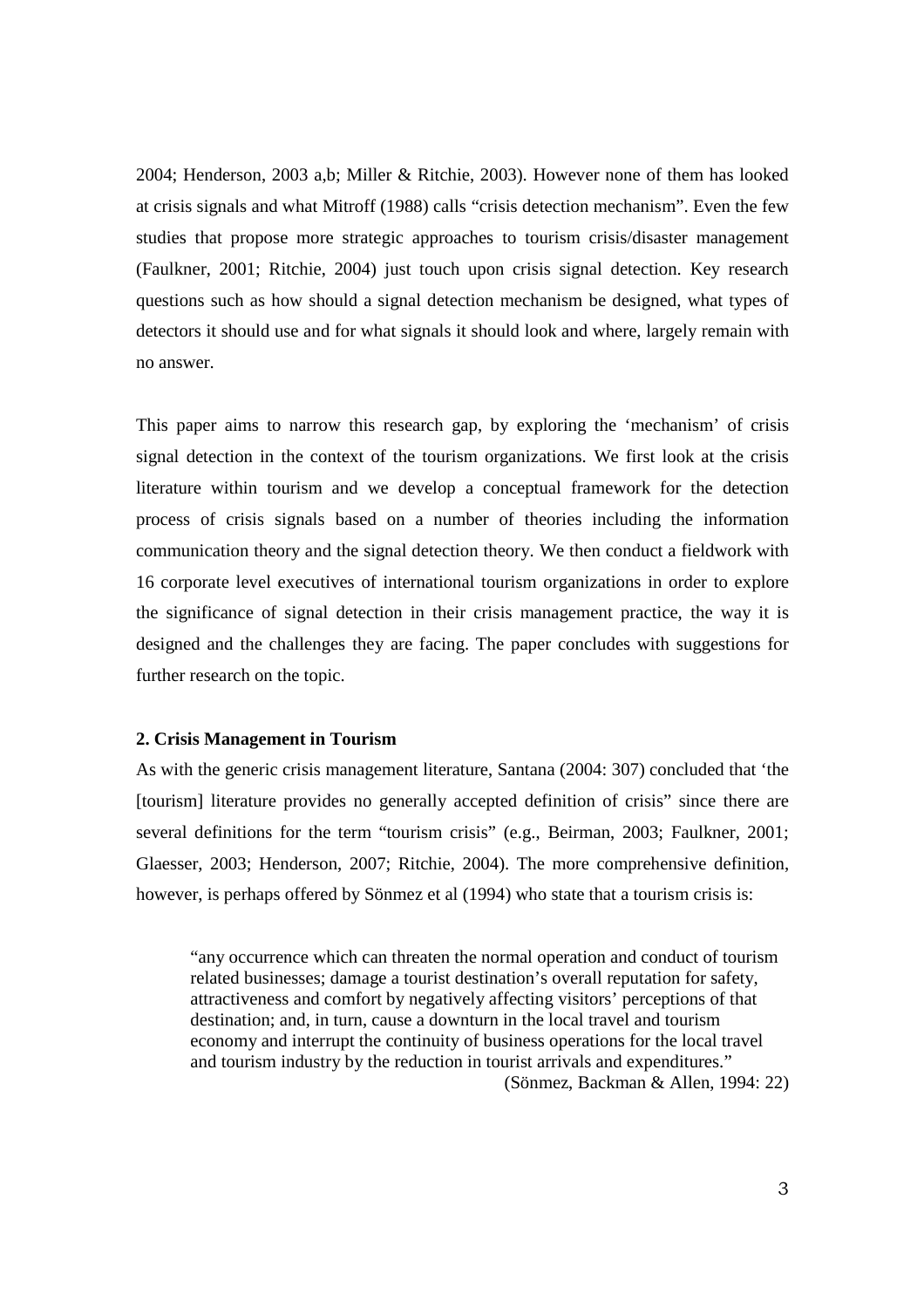2004; Henderson, 2003 a,b; Miller & Ritchie, 2003). However none of them has looked at crisis signals and what Mitroff (1988) calls "crisis detection mechanism". Even the few studies that propose more strategic approaches to tourism crisis/disaster management (Faulkner, 2001; Ritchie, 2004) just touch upon crisis signal detection. Key research questions such as how should a signal detection mechanism be designed, what types of detectors it should use and for what signals it should look and where, largely remain with no answer.

This paper aims to narrow this research gap, by exploring the 'mechanism' of crisis signal detection in the context of the tourism organizations. We first look at the crisis literature within tourism and we develop a conceptual framework for the detection process of crisis signals based on a number of theories including the information communication theory and the signal detection theory. We then conduct a fieldwork with 16 corporate level executives of international tourism organizations in order to explore the significance of signal detection in their crisis management practice, the way it is designed and the challenges they are facing. The paper concludes with suggestions for further research on the topic.

## 2. Crisis Management in Tourism

As with the generic crisis management literature, Santana (2004: 307) concluded that 'the [tourism] literature provides no generally accepted definition of crisis" since there are several definitions for the term "tourism crisis" (e.g., Beirman, 2003; Faulkner, 2001; Glaesser, 2003; Henderson, 2007; Ritchie, 2004). The more comprehensive definition, however, is perhaps offered by Sönmez et al (1994) who state that a tourism crisis is:

> "any occurrence which can threaten the normal operation and conduct of tourism related businesses; damage a tourist destination's overall reputation for safety, attractiveness and comfort by negatively affecting visitors' perceptions of that destination; and, in turn, cause a downturn in the local travel and tourism economy and interrupt the continuity of business operations for the local travel and tourism industry by the reduction in tourist arrivals and expenditures."
>
> (Sönmez, Backman & Allen, 1994: 22)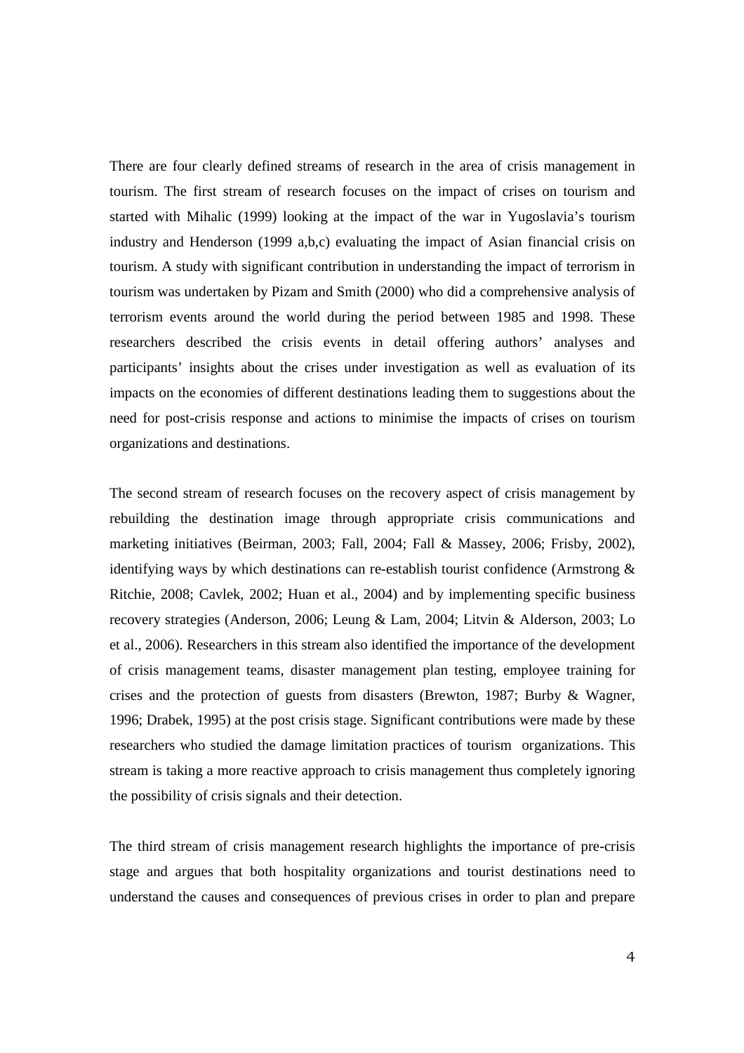There are four clearly defined streams of research in the area of crisis management in tourism. The first stream of research focuses on the impact of crises on tourism and started with Mihalic (1999) looking at the impact of the war in Yugoslavia's tourism industry and Henderson (1999 a,b,c) evaluating the impact of Asian financial crisis on tourism. A study with significant contribution in understanding the impact of terrorism in tourism was undertaken by Pizam and Smith (2000) who did a comprehensive analysis of terrorism events around the world during the period between 1985 and 1998. These researchers described the crisis events in detail offering authors' analyses and participants' insights about the crises under investigation as well as evaluation of its impacts on the economies of different destinations leading them to suggestions about the need for post-crisis response and actions to minimise the impacts of crises on tourism organizations and destinations.

The second stream of research focuses on the recovery aspect of crisis management by rebuilding the destination image through appropriate crisis communications and marketing initiatives (Beirman, 2003; Fall, 2004; Fall & Massey, 2006; Frisby, 2002), identifying ways by which destinations can re-establish tourist confidence (Armstrong & Ritchie, 2008; Cavlek, 2002; Huan et al., 2004) and by implementing specific business recovery strategies (Anderson, 2006; Leung & Lam, 2004; Litvin & Alderson, 2003; Lo et al., 2006). Researchers in this stream also identified the importance of the development of crisis management teams, disaster management plan testing, employee training for crises and the protection of guests from disasters (Brewton, 1987; Burby & Wagner, 1996; Drabek, 1995) at the post crisis stage. Significant contributions were made by these researchers who studied the damage limitation practices of tourism organizations. This stream is taking a more reactive approach to crisis management thus completely ignoring the possibility of crisis signals and their detection.

The third stream of crisis management research highlights the importance of pre-crisis stage and argues that both hospitality organizations and tourist destinations need to understand the causes and consequences of previous crises in order to plan and prepare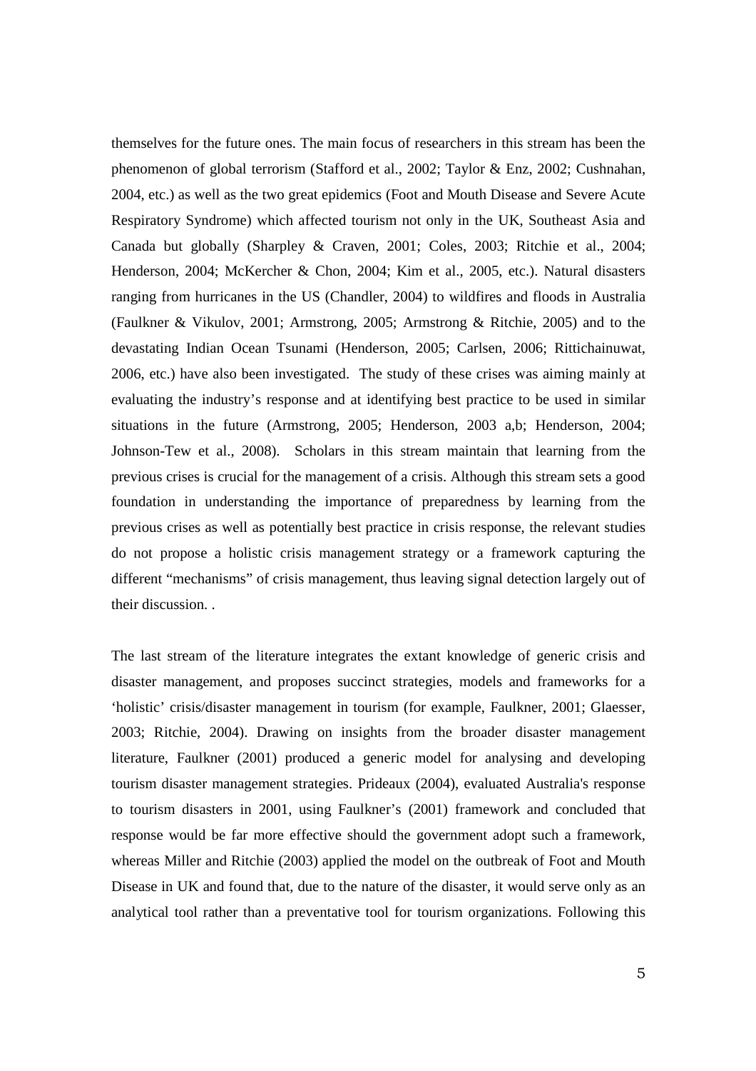themselves for the future ones. The main focus of researchers in this stream has been the phenomenon of global terrorism (Stafford et al., 2002; Taylor & Enz, 2002; Cushnahan, 2004, etc.) as well as the two great epidemics (Foot and Mouth Disease and Severe Acute Respiratory Syndrome) which affected tourism not only in the UK, Southeast Asia and Canada but globally (Sharpley & Craven, 2001; Coles, 2003; Ritchie et al., 2004; Henderson, 2004; McKercher & Chon, 2004; Kim et al., 2005, etc.). Natural disasters ranging from hurricanes in the US (Chandler, 2004) to wildfires and floods in Australia (Faulkner & Vikulov, 2001; Armstrong, 2005; Armstrong & Ritchie, 2005) and to the devastating Indian Ocean Tsunami (Henderson, 2005; Carlsen, 2006; Rittichainuwat, 2006, etc.) have also been investigated. The study of these crises was aiming mainly at evaluating the industry's response and at identifying best practice to be used in similar situations in the future (Armstrong, 2005; Henderson, 2003 a,b; Henderson, 2004; Johnson-Tew et al., 2008). Scholars in this stream maintain that learning from the previous crises is crucial for the management of a crisis. Although this stream sets a good foundation in understanding the importance of preparedness by learning from the previous crises as well as potentially best practice in crisis response, the relevant studies do not propose a holistic crisis management strategy or a framework capturing the different "mechanisms" of crisis management, thus leaving signal detection largely out of their discussion. .

The last stream of the literature integrates the extant knowledge of generic crisis and disaster management, and proposes succinct strategies, models and frameworks for a 'holistic' crisis/disaster management in tourism (for example, Faulkner, 2001; Glaesser, 2003; Ritchie, 2004). Drawing on insights from the broader disaster management literature, Faulkner (2001) produced a generic model for analysing and developing tourism disaster management strategies. Prideaux (2004), evaluated Australia's response to tourism disasters in 2001, using Faulkner's (2001) framework and concluded that response would be far more effective should the government adopt such a framework, whereas Miller and Ritchie (2003) applied the model on the outbreak of Foot and Mouth Disease in UK and found that, due to the nature of the disaster, it would serve only as an analytical tool rather than a preventative tool for tourism organizations. Following this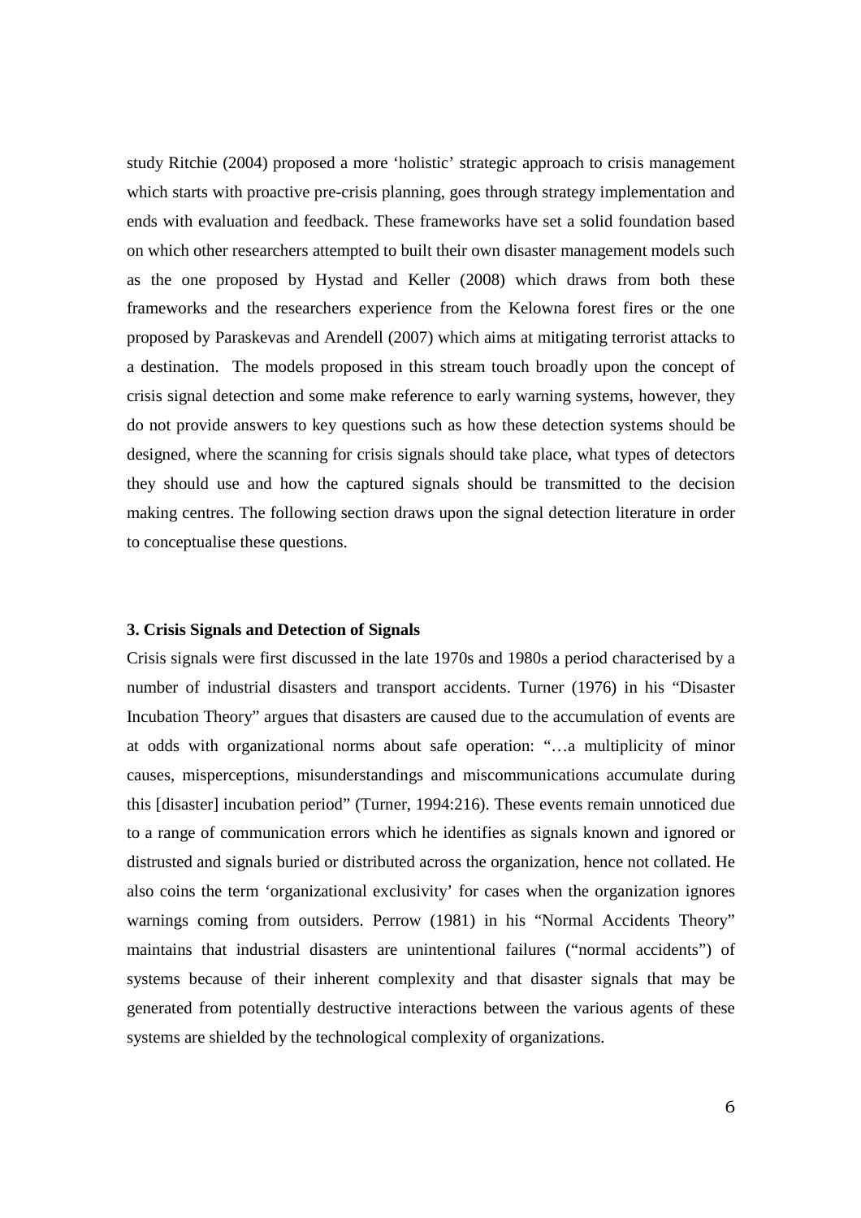study Ritchie (2004) proposed a more 'holistic' strategic approach to crisis management which starts with proactive pre-crisis planning, goes through strategy implementation and ends with evaluation and feedback. These frameworks have set a solid foundation based on which other researchers attempted to built their own disaster management models such as the one proposed by Hystad and Keller (2008) which draws from both these frameworks and the researchers experience from the Kelowna forest fires or the one proposed by Paraskevas and Arendell (2007) which aims at mitigating terrorist attacks to a destination. The models proposed in this stream touch broadly upon the concept of crisis signal detection and some make reference to early warning systems, however, they do not provide answers to key questions such as how these detection systems should be designed, where the scanning for crisis signals should take place, what types of detectors they should use and how the captured signals should be transmitted to the decision making centres. The following section draws upon the signal detection literature in order to conceptualise these questions.

### 3. Crisis Signals and Detection of Signals

Crisis signals were first discussed in the late 1970s and 1980s a period characterised by a number of industrial disasters and transport accidents. Turner (1976) in his "Disaster Incubation Theory" argues that disasters are caused due to the accumulation of events are at odds with organizational norms about safe operation: "…a multiplicity of minor causes, misperceptions, misunderstandings and miscommunications accumulate during this [disaster] incubation period" (Turner, 1994:216). These events remain unnoticed due to a range of communication errors which he identifies as signals known and ignored or distrusted and signals buried or distributed across the organization, hence not collated. He also coins the term 'organizational exclusivity' for cases when the organization ignores warnings coming from outsiders. Perrow (1981) in his "Normal Accidents Theory" maintains that industrial disasters are unintentional failures ("normal accidents") of systems because of their inherent complexity and that disaster signals that may be generated from potentially destructive interactions between the various agents of these systems are shielded by the technological complexity of organizations.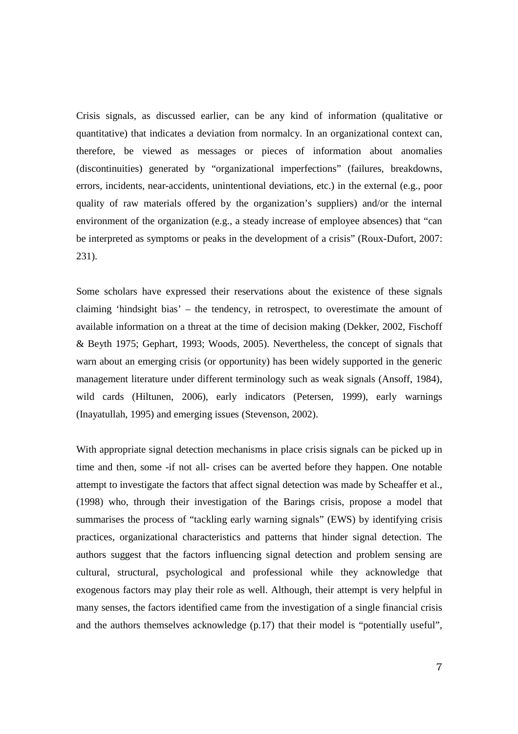Crisis signals, as discussed earlier, can be any kind of information (qualitative or quantitative) that indicates a deviation from normalcy. In an organizational context can, therefore, be viewed as messages or pieces of information about anomalies (discontinuities) generated by "organizational imperfections" (failures, breakdowns, errors, incidents, near-accidents, unintentional deviations, etc.) in the external (e.g., poor quality of raw materials offered by the organization's suppliers) and/or the internal environment of the organization (e.g., a steady increase of employee absences) that "can be interpreted as symptoms or peaks in the development of a crisis" (Roux-Dufort, 2007: 231).

Some scholars have expressed their reservations about the existence of these signals claiming 'hindsight bias' – the tendency, in retrospect, to overestimate the amount of available information on a threat at the time of decision making (Dekker, 2002, Fischoff & Beyth 1975; Gephart, 1993; Woods, 2005). Nevertheless, the concept of signals that warn about an emerging crisis (or opportunity) has been widely supported in the generic management literature under different terminology such as weak signals (Ansoff, 1984), wild cards (Hiltunen, 2006), early indicators (Petersen, 1999), early warnings (Inayatullah, 1995) and emerging issues (Stevenson, 2002).

With appropriate signal detection mechanisms in place crisis signals can be picked up in time and then, some -if not all- crises can be averted before they happen. One notable attempt to investigate the factors that affect signal detection was made by Scheaffer et al., (1998) who, through their investigation of the Barings crisis, propose a model that summarises the process of "tackling early warning signals" (EWS) by identifying crisis practices, organizational characteristics and patterns that hinder signal detection. The authors suggest that the factors influencing signal detection and problem sensing are cultural, structural, psychological and professional while they acknowledge that exogenous factors may play their role as well. Although, their attempt is very helpful in many senses, the factors identified came from the investigation of a single financial crisis and the authors themselves acknowledge (p.17) that their model is "potentially useful",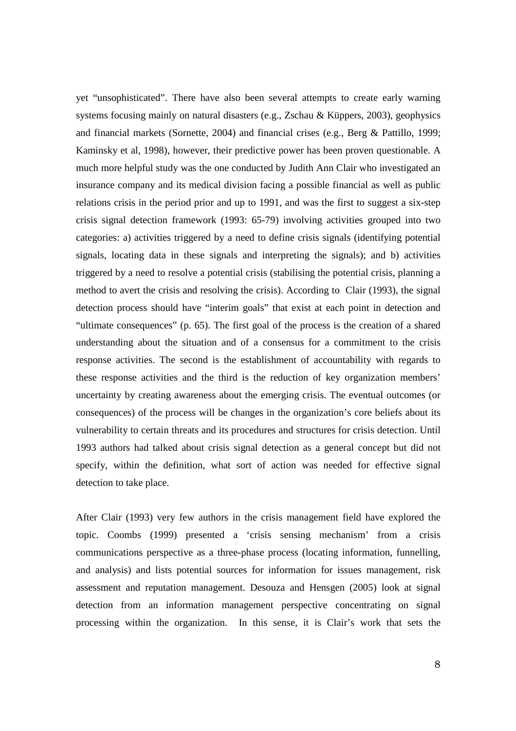yet "unsophisticated". There have also been several attempts to create early warning systems focusing mainly on natural disasters (e.g., Zschau & Küppers, 2003), geophysics and financial markets (Sornette, 2004) and financial crises (e.g., Berg & Pattillo, 1999; Kaminsky et al, 1998), however, their predictive power has been proven questionable. A much more helpful study was the one conducted by Judith Ann Clair who investigated an insurance company and its medical division facing a possible financial as well as public relations crisis in the period prior and up to 1991, and was the first to suggest a six-step crisis signal detection framework (1993: 65-79) involving activities grouped into two categories: a) activities triggered by a need to define crisis signals (identifying potential signals, locating data in these signals and interpreting the signals); and b) activities triggered by a need to resolve a potential crisis (stabilising the potential crisis, planning a method to avert the crisis and resolving the crisis). According to Clair (1993), the signal detection process should have "interim goals" that exist at each point in detection and "ultimate consequences" (p. 65). The first goal of the process is the creation of a shared understanding about the situation and of a consensus for a commitment to the crisis response activities. The second is the establishment of accountability with regards to these response activities and the third is the reduction of key organization members' uncertainty by creating awareness about the emerging crisis. The eventual outcomes (or consequences) of the process will be changes in the organization's core beliefs about its vulnerability to certain threats and its procedures and structures for crisis detection. Until 1993 authors had talked about crisis signal detection as a general concept but did not specify, within the definition, what sort of action was needed for effective signal detection to take place.

After Clair (1993) very few authors in the crisis management field have explored the topic. Coombs (1999) presented a 'crisis sensing mechanism' from a crisis communications perspective as a three-phase process (locating information, funnelling, and analysis) and lists potential sources for information for issues management, risk assessment and reputation management. Desouza and Hensgen (2005) look at signal detection from an information management perspective concentrating on signal processing within the organization. In this sense, it is Clair's work that sets the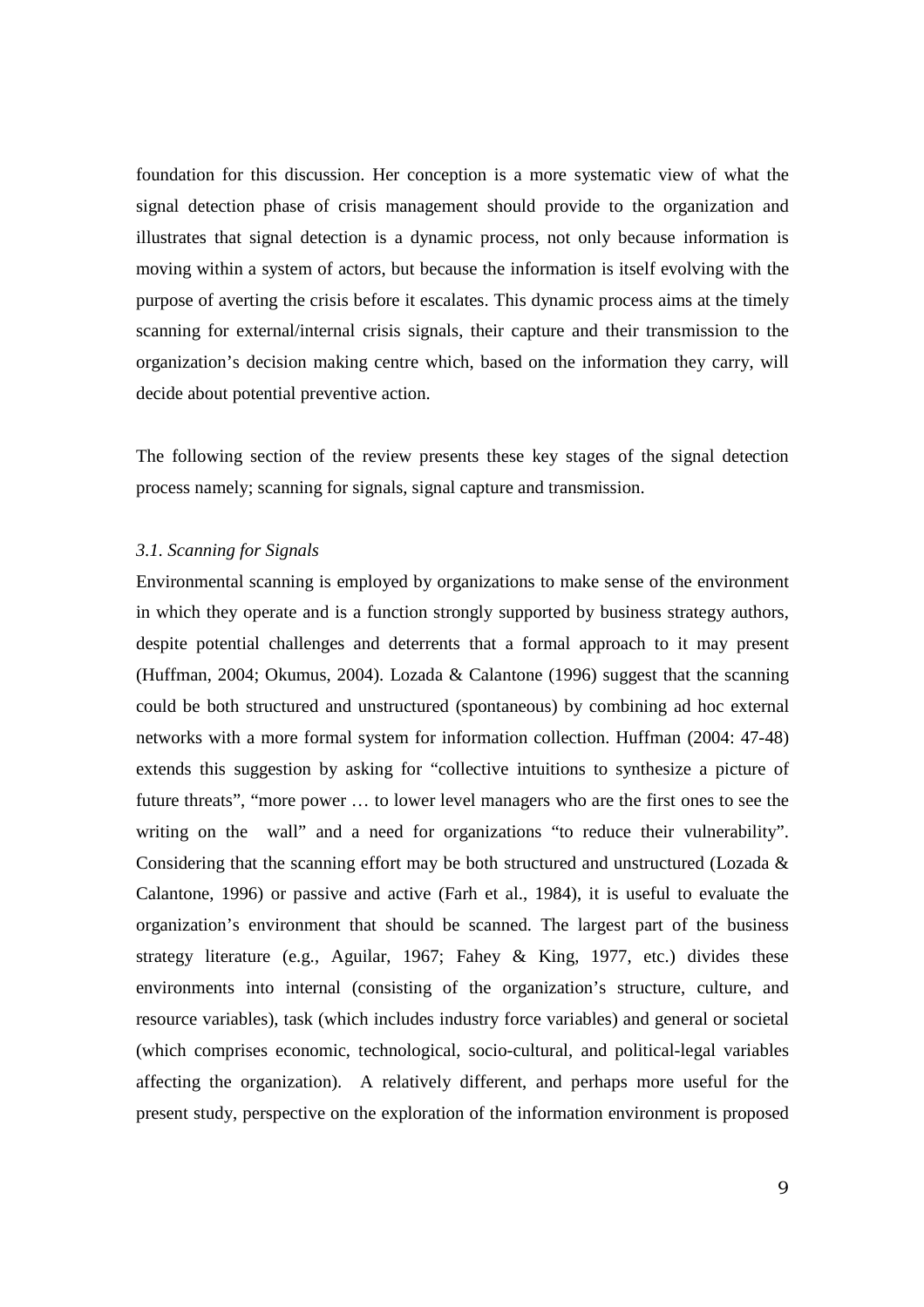foundation for this discussion. Her conception is a more systematic view of what the signal detection phase of crisis management should provide to the organization and illustrates that signal detection is a dynamic process, not only because information is moving within a system of actors, but because the information is itself evolving with the purpose of averting the crisis before it escalates. This dynamic process aims at the timely scanning for external/internal crisis signals, their capture and their transmission to the organization's decision making centre which, based on the information they carry, will decide about potential preventive action.

The following section of the review presents these key stages of the signal detection process namely; scanning for signals, signal capture and transmission.

### *3.1. Scanning for Signals*

Environmental scanning is employed by organizations to make sense of the environment in which they operate and is a function strongly supported by business strategy authors, despite potential challenges and deterrents that a formal approach to it may present (Huffman, 2004; Okumus, 2004). Lozada & Calantone (1996) suggest that the scanning could be both structured and unstructured (spontaneous) by combining ad hoc external networks with a more formal system for information collection. Huffman (2004: 47-48) extends this suggestion by asking for "collective intuitions to synthesize a picture of future threats", "more power … to lower level managers who are the first ones to see the writing on the wall" and a need for organizations "to reduce their vulnerability". Considering that the scanning effort may be both structured and unstructured (Lozada & Calantone, 1996) or passive and active (Farh et al., 1984), it is useful to evaluate the organization's environment that should be scanned. The largest part of the business strategy literature (e.g., Aguilar, 1967; Fahey & King, 1977, etc.) divides these environments into internal (consisting of the organization's structure, culture, and resource variables), task (which includes industry force variables) and general or societal (which comprises economic, technological, socio-cultural, and political-legal variables affecting the organization). A relatively different, and perhaps more useful for the present study, perspective on the exploration of the information environment is proposed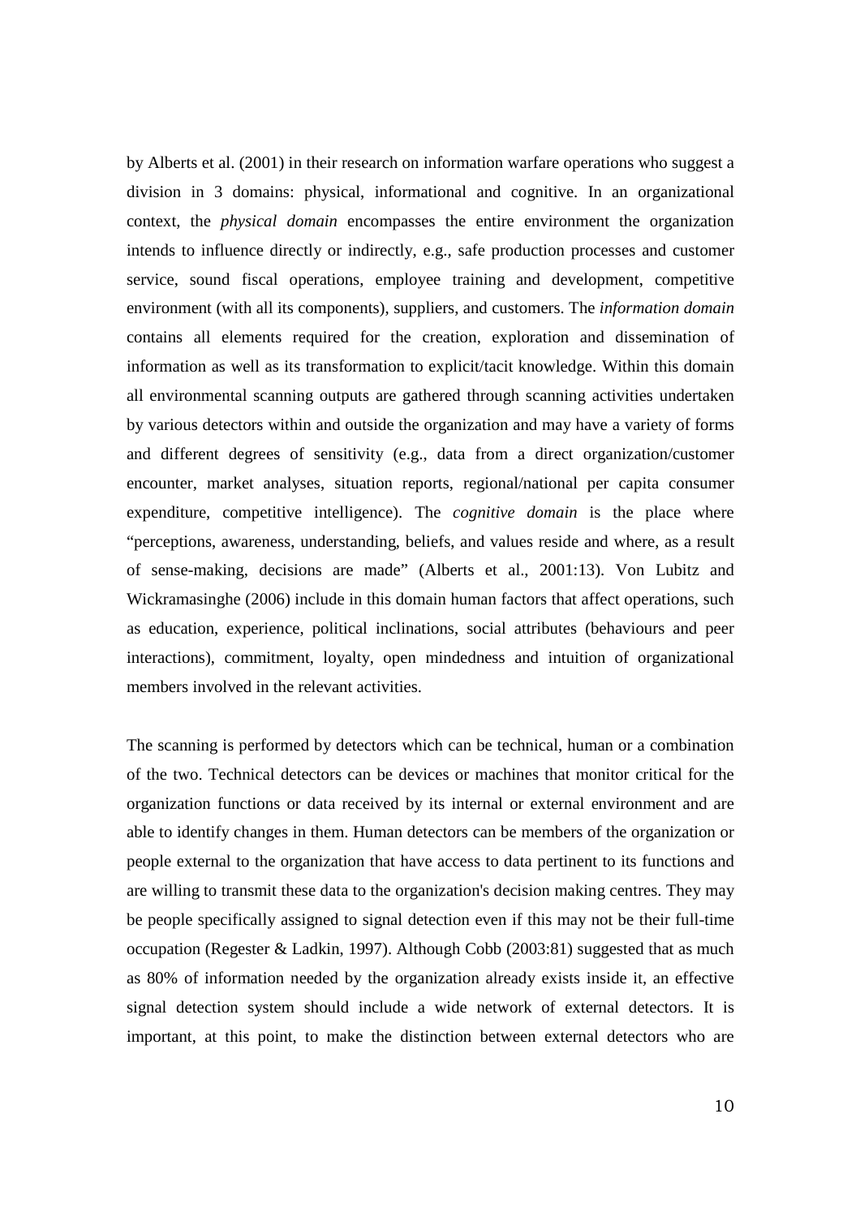by Alberts et al. (2001) in their research on information warfare operations who suggest a division in 3 domains: physical, informational and cognitive. In an organizational context, the *physical domain* encompasses the entire environment the organization intends to influence directly or indirectly, e.g., safe production processes and customer service, sound fiscal operations, employee training and development, competitive environment (with all its components), suppliers, and customers. The *information domain* contains all elements required for the creation, exploration and dissemination of information as well as its transformation to explicit/tacit knowledge. Within this domain all environmental scanning outputs are gathered through scanning activities undertaken by various detectors within and outside the organization and may have a variety of forms and different degrees of sensitivity (e.g., data from a direct organization/customer encounter, market analyses, situation reports, regional/national per capita consumer expenditure, competitive intelligence). The *cognitive domain* is the place where "perceptions, awareness, understanding, beliefs, and values reside and where, as a result of sense-making, decisions are made" (Alberts et al., 2001:13). Von Lubitz and Wickramasinghe (2006) include in this domain human factors that affect operations, such as education, experience, political inclinations, social attributes (behaviours and peer interactions), commitment, loyalty, open mindedness and intuition of organizational members involved in the relevant activities.

The scanning is performed by detectors which can be technical, human or a combination of the two. Technical detectors can be devices or machines that monitor critical for the organization functions or data received by its internal or external environment and are able to identify changes in them. Human detectors can be members of the organization or people external to the organization that have access to data pertinent to its functions and are willing to transmit these data to the organization's decision making centres. They may be people specifically assigned to signal detection even if this may not be their full-time occupation (Regester & Ladkin, 1997). Although Cobb (2003:81) suggested that as much as 80% of information needed by the organization already exists inside it, an effective signal detection system should include a wide network of external detectors. It is important, at this point, to make the distinction between external detectors who are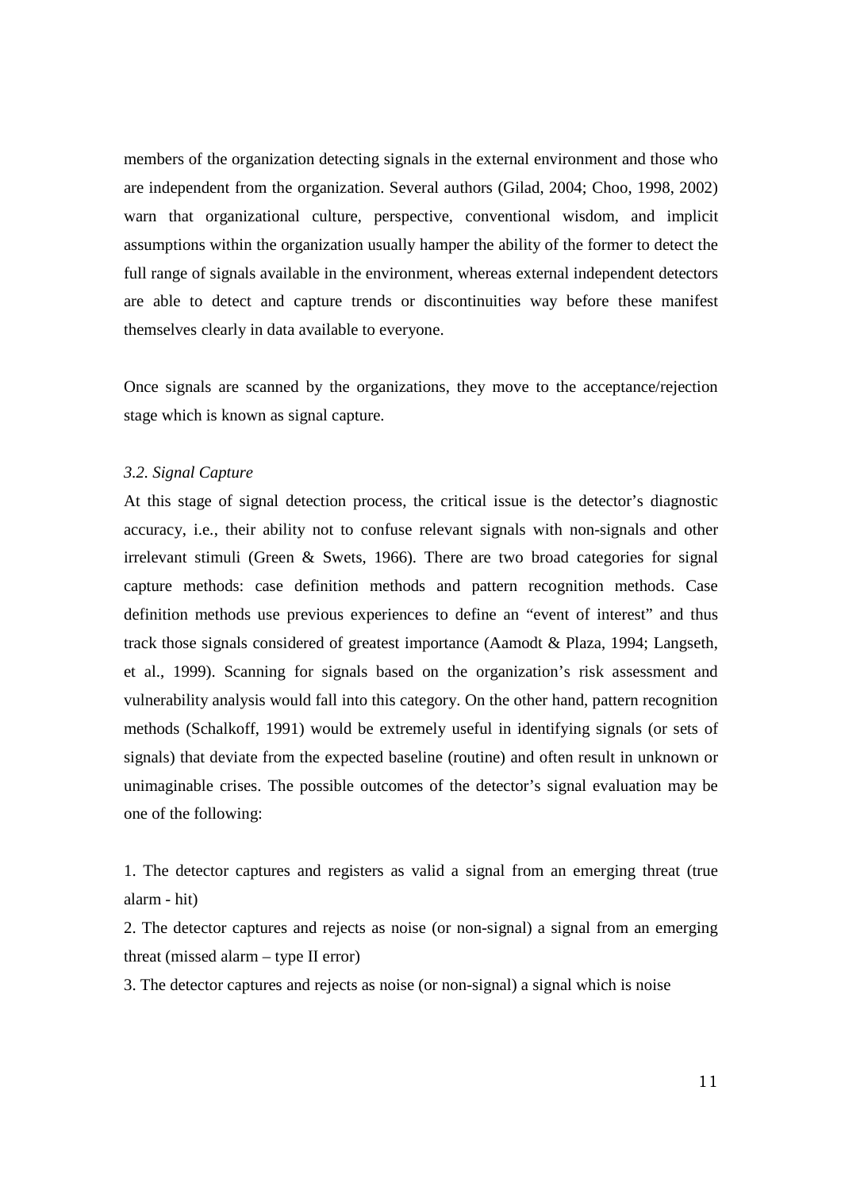members of the organization detecting signals in the external environment and those who are independent from the organization. Several authors (Gilad, 2004; Choo, 1998, 2002) warn that organizational culture, perspective, conventional wisdom, and implicit assumptions within the organization usually hamper the ability of the former to detect the full range of signals available in the environment, whereas external independent detectors are able to detect and capture trends or discontinuities way before these manifest themselves clearly in data available to everyone.

Once signals are scanned by the organizations, they move to the acceptance/rejection stage which is known as signal capture.

### *3.2. Signal Capture*

At this stage of signal detection process, the critical issue is the detector's diagnostic accuracy, i.e., their ability not to confuse relevant signals with non-signals and other irrelevant stimuli (Green & Swets, 1966). There are two broad categories for signal capture methods: case definition methods and pattern recognition methods. Case definition methods use previous experiences to define an "event of interest" and thus track those signals considered of greatest importance (Aamodt & Plaza, 1994; Langseth, et al., 1999). Scanning for signals based on the organization's risk assessment and vulnerability analysis would fall into this category. On the other hand, pattern recognition methods (Schalkoff, 1991) would be extremely useful in identifying signals (or sets of signals) that deviate from the expected baseline (routine) and often result in unknown or unimaginable crises. The possible outcomes of the detector's signal evaluation may be one of the following:

1. The detector captures and registers as valid a signal from an emerging threat (true alarm - hit)
2. The detector captures and rejects as noise (or non-signal) a signal from an emerging threat (missed alarm – type II error)
3. The detector captures and rejects as noise (or non-signal) a signal which is noise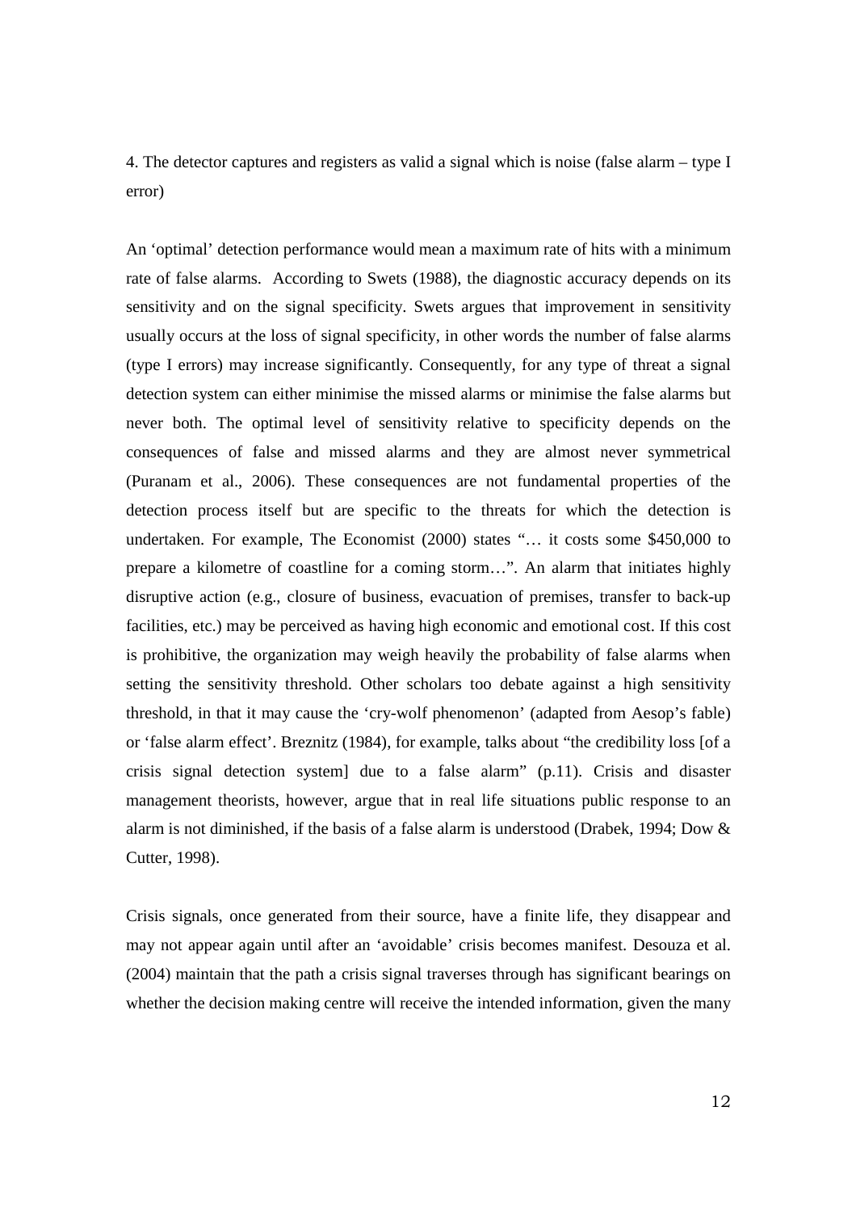4. The detector captures and registers as valid a signal which is noise (false alarm – type I error)

An 'optimal' detection performance would mean a maximum rate of hits with a minimum rate of false alarms. According to Swets (1988), the diagnostic accuracy depends on its sensitivity and on the signal specificity. Swets argues that improvement in sensitivity usually occurs at the loss of signal specificity, in other words the number of false alarms (type I errors) may increase significantly. Consequently, for any type of threat a signal detection system can either minimise the missed alarms or minimise the false alarms but never both. The optimal level of sensitivity relative to specificity depends on the consequences of false and missed alarms and they are almost never symmetrical (Puranam et al., 2006). These consequences are not fundamental properties of the detection process itself but are specific to the threats for which the detection is undertaken. For example, The Economist (2000) states "… it costs some $450,000 to prepare a kilometre of coastline for a coming storm…". An alarm that initiates highly disruptive action (e.g., closure of business, evacuation of premises, transfer to back-up facilities, etc.) may be perceived as having high economic and emotional cost. If this cost is prohibitive, the organization may weigh heavily the probability of false alarms when setting the sensitivity threshold. Other scholars too debate against a high sensitivity threshold, in that it may cause the 'cry-wolf phenomenon' (adapted from Aesop's fable) or 'false alarm effect'. Breznitz (1984), for example, talks about "the credibility loss [of a crisis signal detection system] due to a false alarm" (p.11). Crisis and disaster management theorists, however, argue that in real life situations public response to an alarm is not diminished, if the basis of a false alarm is understood (Drabek, 1994; Dow & Cutter, 1998).

Crisis signals, once generated from their source, have a finite life, they disappear and may not appear again until after an 'avoidable' crisis becomes manifest. Desouza et al. (2004) maintain that the path a crisis signal traverses through has significant bearings on whether the decision making centre will receive the intended information, given the many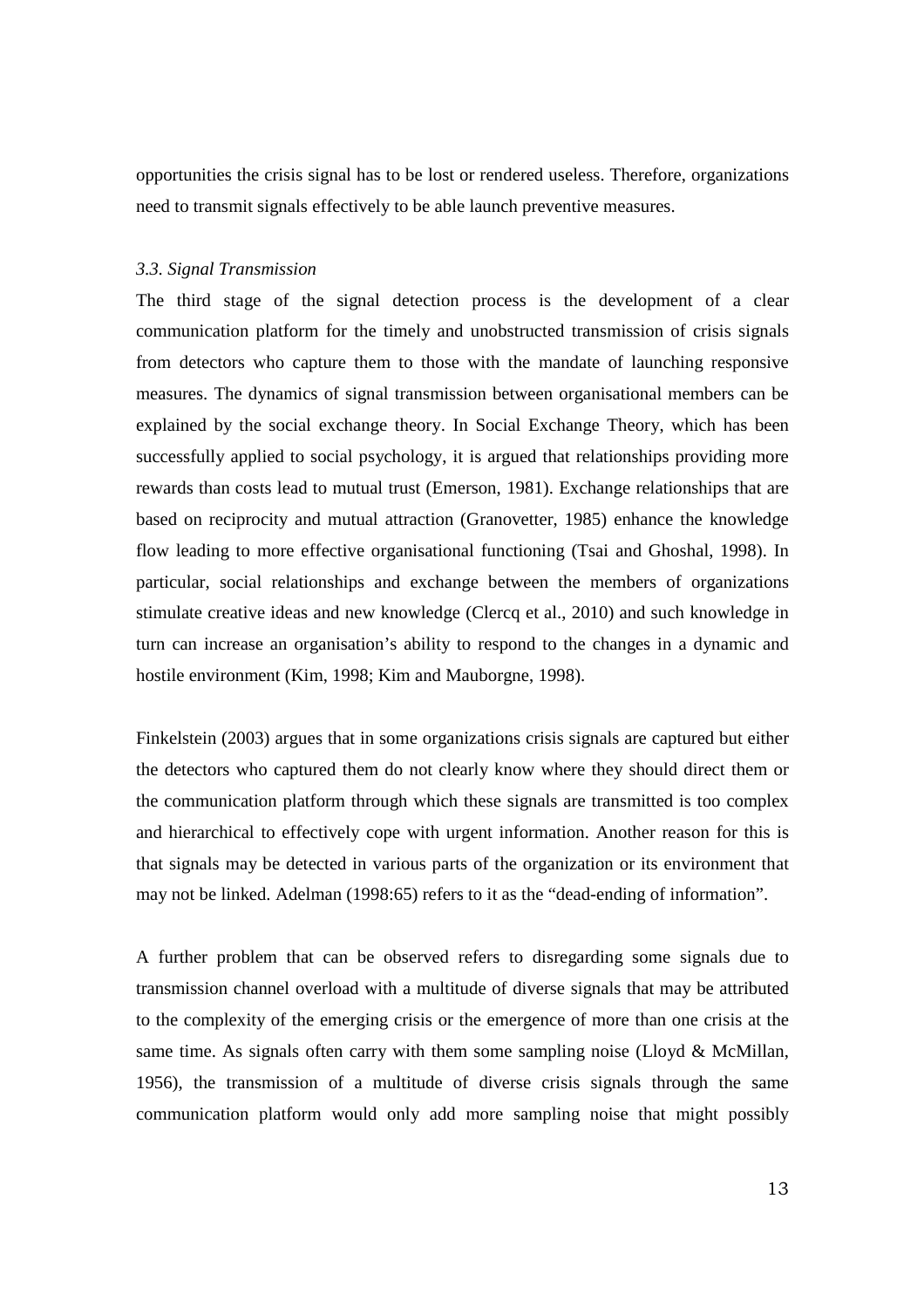opportunities the crisis signal has to be lost or rendered useless. Therefore, organizations need to transmit signals effectively to be able launch preventive measures.

### *3.3. Signal Transmission*

The third stage of the signal detection process is the development of a clear communication platform for the timely and unobstructed transmission of crisis signals from detectors who capture them to those with the mandate of launching responsive measures. The dynamics of signal transmission between organisational members can be explained by the social exchange theory. In Social Exchange Theory, which has been successfully applied to social psychology, it is argued that relationships providing more rewards than costs lead to mutual trust (Emerson, 1981). Exchange relationships that are based on reciprocity and mutual attraction (Granovetter, 1985) enhance the knowledge flow leading to more effective organisational functioning (Tsai and Ghoshal, 1998). In particular, social relationships and exchange between the members of organizations stimulate creative ideas and new knowledge (Clercq et al., 2010) and such knowledge in turn can increase an organisation's ability to respond to the changes in a dynamic and hostile environment (Kim, 1998; Kim and Mauborgne, 1998).

Finkelstein (2003) argues that in some organizations crisis signals are captured but either the detectors who captured them do not clearly know where they should direct them or the communication platform through which these signals are transmitted is too complex and hierarchical to effectively cope with urgent information. Another reason for this is that signals may be detected in various parts of the organization or its environment that may not be linked. Adelman (1998:65) refers to it as the "dead-ending of information".

A further problem that can be observed refers to disregarding some signals due to transmission channel overload with a multitude of diverse signals that may be attributed to the complexity of the emerging crisis or the emergence of more than one crisis at the same time. As signals often carry with them some sampling noise (Lloyd & McMillan, 1956), the transmission of a multitude of diverse crisis signals through the same communication platform would only add more sampling noise that might possibly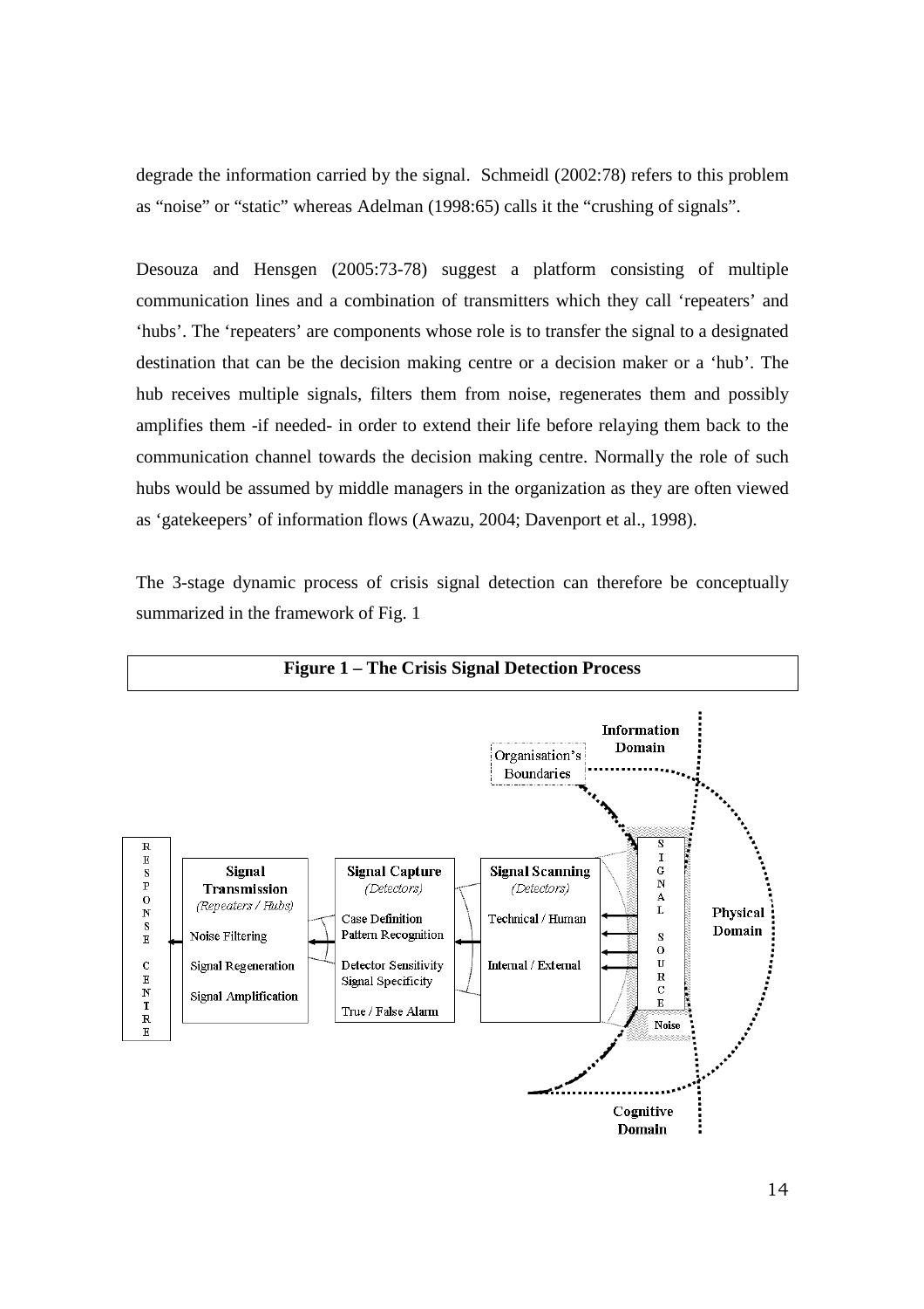degrade the information carried by the signal. Schmeidl (2002:78) refers to this problem as "noise" or "static" whereas Adelman (1998:65) calls it the "crushing of signals".

Desouza and Hensgen (2005:73-78) suggest a platform consisting of multiple communication lines and a combination of transmitters which they call 'repeaters' and 'hubs'. The 'repeaters' are components whose role is to transfer the signal to a designated destination that can be the decision making centre or a decision maker or a 'hub'. The hub receives multiple signals, filters them from noise, regenerates them and possibly amplifies them -if needed- in order to extend their life before relaying them back to the communication channel towards the decision making centre. Normally the role of such hubs would be assumed by middle managers in the organization as they are often viewed as 'gatekeepers' of information flows (Awazu, 2004; Davenport et al., 1998).

The 3-stage dynamic process of crisis signal detection can therefore be conceptually summarized in the framework of Fig. 1

**Figure 1 – The Crisis Signal Detection Process**

RESPONSE CENTRE

**Signal Transmission**
*(Repeaters / Hubs)*
Noise Filtering
Signal Regeneration
Signal Amplification

**Signal Capture**
*(Detectors)*
Case Definition
Pattern Recognition
Detector Sensitivity
Signal Specificity
True / False Alarm

**Signal Scanning**
*(Detectors)*
Technical / Human
Internal / External

SIGNAL SOURCE

Noise

Organisation's Boundaries

Information Domain

Physical Domain

Cognitive Domain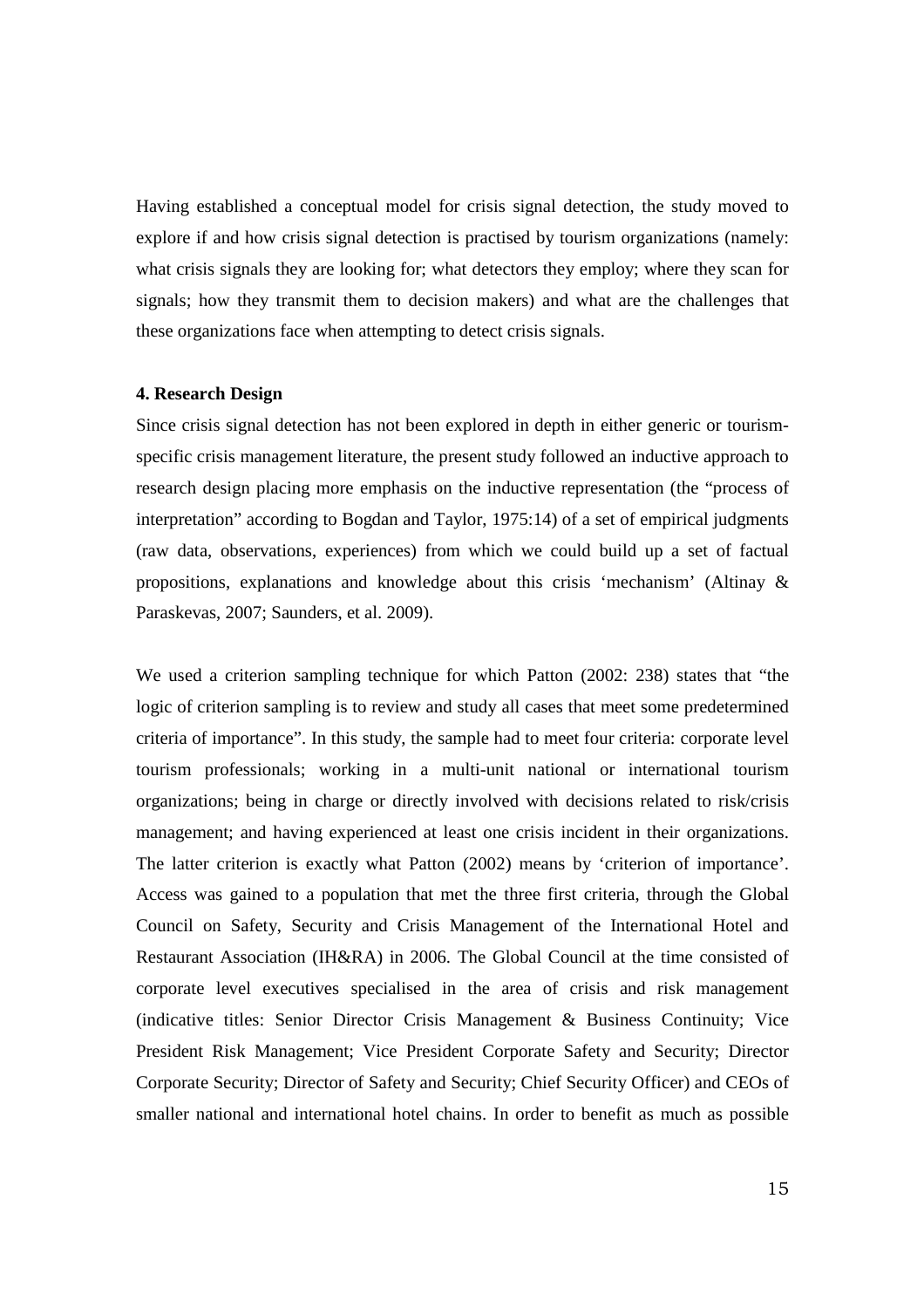Having established a conceptual model for crisis signal detection, the study moved to explore if and how crisis signal detection is practised by tourism organizations (namely: what crisis signals they are looking for; what detectors they employ; where they scan for signals; how they transmit them to decision makers) and what are the challenges that these organizations face when attempting to detect crisis signals.

#### 4. Research Design

Since crisis signal detection has not been explored in depth in either generic or tourism-specific crisis management literature, the present study followed an inductive approach to research design placing more emphasis on the inductive representation (the "process of interpretation" according to Bogdan and Taylor, 1975:14) of a set of empirical judgments (raw data, observations, experiences) from which we could build up a set of factual propositions, explanations and knowledge about this crisis 'mechanism' (Altinay & Paraskevas, 2007; Saunders, et al. 2009).

We used a criterion sampling technique for which Patton (2002: 238) states that "the logic of criterion sampling is to review and study all cases that meet some predetermined criteria of importance". In this study, the sample had to meet four criteria: corporate level tourism professionals; working in a multi-unit national or international tourism organizations; being in charge or directly involved with decisions related to risk/crisis management; and having experienced at least one crisis incident in their organizations. The latter criterion is exactly what Patton (2002) means by 'criterion of importance'. Access was gained to a population that met the three first criteria, through the Global Council on Safety, Security and Crisis Management of the International Hotel and Restaurant Association (IH&RA) in 2006. The Global Council at the time consisted of corporate level executives specialised in the area of crisis and risk management (indicative titles: Senior Director Crisis Management & Business Continuity; Vice President Risk Management; Vice President Corporate Safety and Security; Director Corporate Security; Director of Safety and Security; Chief Security Officer) and CEOs of smaller national and international hotel chains. In order to benefit as much as possible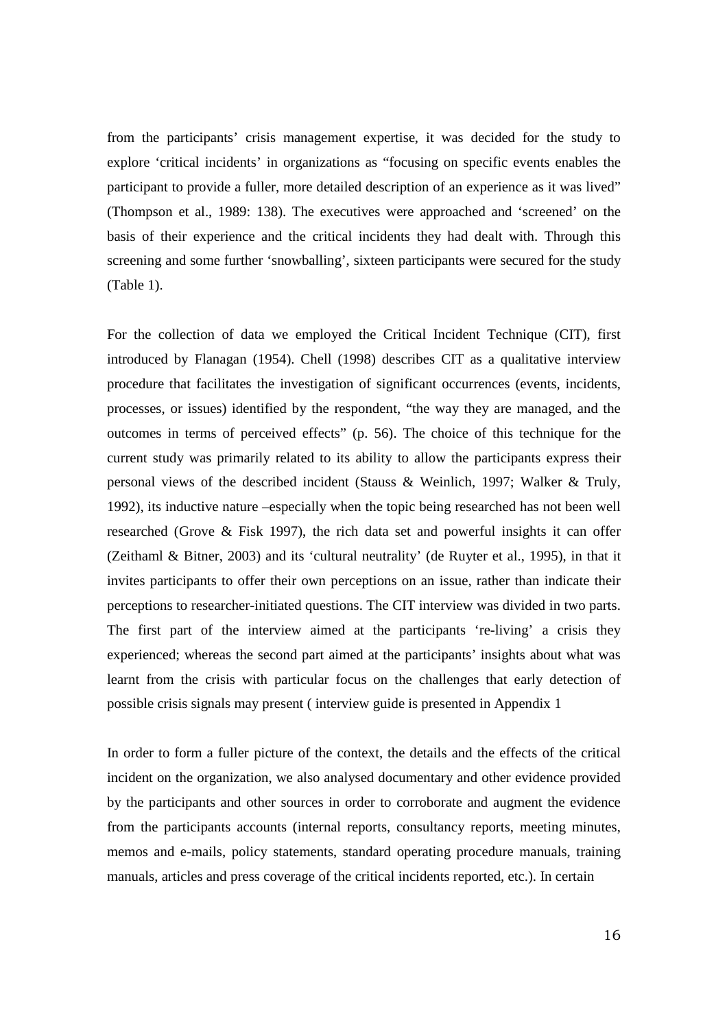from the participants' crisis management expertise, it was decided for the study to explore 'critical incidents' in organizations as "focusing on specific events enables the participant to provide a fuller, more detailed description of an experience as it was lived" (Thompson et al., 1989: 138). The executives were approached and 'screened' on the basis of their experience and the critical incidents they had dealt with. Through this screening and some further 'snowballing', sixteen participants were secured for the study (Table 1).

For the collection of data we employed the Critical Incident Technique (CIT), first introduced by Flanagan (1954). Chell (1998) describes CIT as a qualitative interview procedure that facilitates the investigation of significant occurrences (events, incidents, processes, or issues) identified by the respondent, "the way they are managed, and the outcomes in terms of perceived effects" (p. 56). The choice of this technique for the current study was primarily related to its ability to allow the participants express their personal views of the described incident (Stauss & Weinlich, 1997; Walker & Truly, 1992), its inductive nature –especially when the topic being researched has not been well researched (Grove & Fisk 1997), the rich data set and powerful insights it can offer (Zeithaml & Bitner, 2003) and its 'cultural neutrality' (de Ruyter et al., 1995), in that it invites participants to offer their own perceptions on an issue, rather than indicate their perceptions to researcher-initiated questions. The CIT interview was divided in two parts. The first part of the interview aimed at the participants 're-living' a crisis they experienced; whereas the second part aimed at the participants' insights about what was learnt from the crisis with particular focus on the challenges that early detection of possible crisis signals may present ( interview guide is presented in Appendix 1

In order to form a fuller picture of the context, the details and the effects of the critical incident on the organization, we also analysed documentary and other evidence provided by the participants and other sources in order to corroborate and augment the evidence from the participants accounts (internal reports, consultancy reports, meeting minutes, memos and e-mails, policy statements, standard operating procedure manuals, training manuals, articles and press coverage of the critical incidents reported, etc.). In certain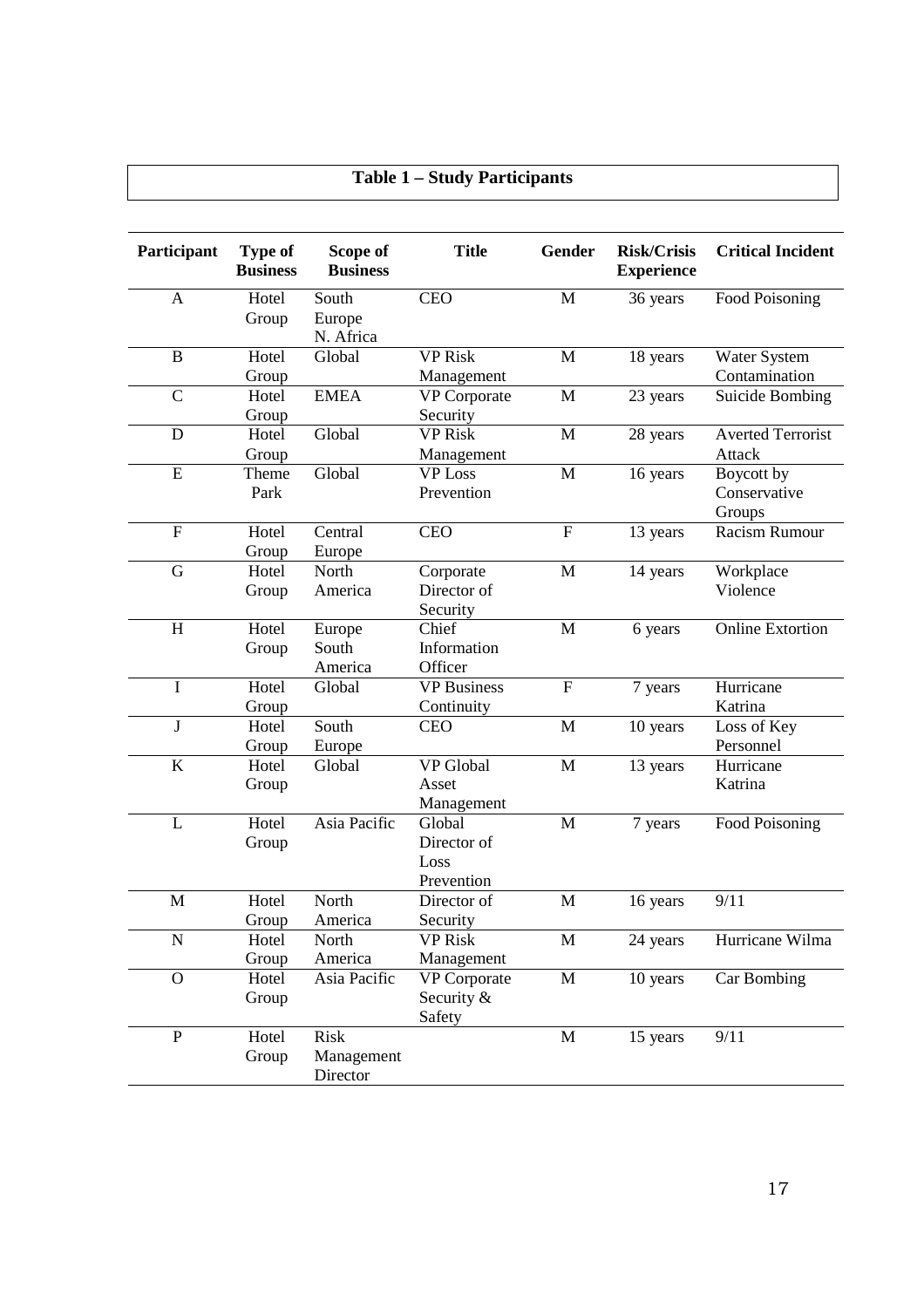**Table 1 – Study Participants**

| Participant | Type of Business | Scope of Business | Title | Gender | Risk/Crisis Experience | Critical Incident |
|---|---|---|---|---|---|---|
| A | Hotel Group | South Europe N. Africa | CEO | M | 36 years | Food Poisoning |
| B | Hotel Group | Global | VP Risk Management | M | 18 years | Water System Contamination |
| C | Hotel Group | EMEA | VP Corporate Security | M | 23 years | Suicide Bombing |
| D | Hotel Group | Global | VP Risk Management | M | 28 years | Averted Terrorist Attack |
| E | Theme Park | Global | VP Loss Prevention | M | 16 years | Boycott by Conservative Groups |
| F | Hotel Group | Central Europe | CEO | F | 13 years | Racism Rumour |
| G | Hotel Group | North America | Corporate Director of Security | M | 14 years | Workplace Violence |
| H | Hotel Group | Europe South America | Chief Information Officer | M | 6 years | Online Extortion |
| I | Hotel Group | Global | VP Business Continuity | F | 7 years | Hurricane Katrina |
| J | Hotel Group | South Europe | CEO | M | 10 years | Loss of Key Personnel |
| K | Hotel Group | Global | VP Global Asset Management | M | 13 years | Hurricane Katrina |
| L | Hotel Group | Asia Pacific | Global Director of Loss Prevention | M | 7 years | Food Poisoning |
| M | Hotel Group | North America | Director of Security | M | 16 years | 9/11 |
| N | Hotel Group | North America | VP Risk Management | M | 24 years | Hurricane Wilma |
| O | Hotel Group | Asia Pacific | VP Corporate Security & Safety | M | 10 years | Car Bombing |
| P | Hotel Group | Risk Management Director | | M | 15 years | 9/11 |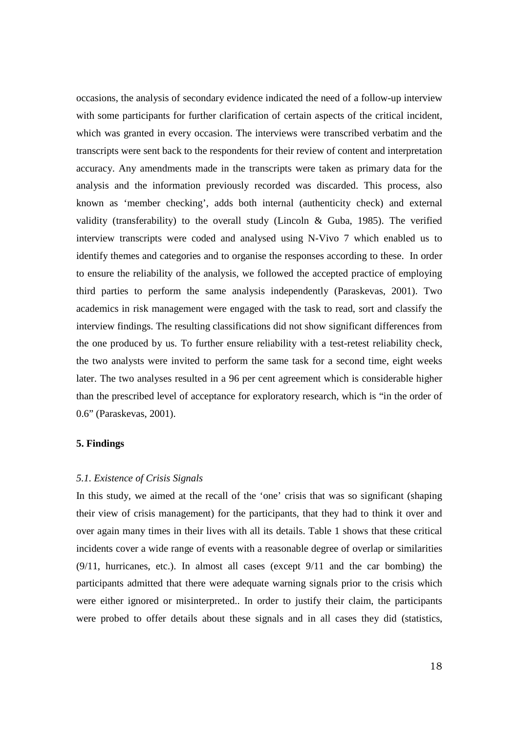occasions, the analysis of secondary evidence indicated the need of a follow-up interview with some participants for further clarification of certain aspects of the critical incident, which was granted in every occasion. The interviews were transcribed verbatim and the transcripts were sent back to the respondents for their review of content and interpretation accuracy. Any amendments made in the transcripts were taken as primary data for the analysis and the information previously recorded was discarded. This process, also known as 'member checking', adds both internal (authenticity check) and external validity (transferability) to the overall study (Lincoln & Guba, 1985). The verified interview transcripts were coded and analysed using N-Vivo 7 which enabled us to identify themes and categories and to organise the responses according to these. In order to ensure the reliability of the analysis, we followed the accepted practice of employing third parties to perform the same analysis independently (Paraskevas, 2001). Two academics in risk management were engaged with the task to read, sort and classify the interview findings. The resulting classifications did not show significant differences from the one produced by us. To further ensure reliability with a test-retest reliability check, the two analysts were invited to perform the same task for a second time, eight weeks later. The two analyses resulted in a 96 per cent agreement which is considerable higher than the prescribed level of acceptance for exploratory research, which is "in the order of 0.6" (Paraskevas, 2001).

## 5. Findings

### *5.1. Existence of Crisis Signals*

In this study, we aimed at the recall of the 'one' crisis that was so significant (shaping their view of crisis management) for the participants, that they had to think it over and over again many times in their lives with all its details. Table 1 shows that these critical incidents cover a wide range of events with a reasonable degree of overlap or similarities (9/11, hurricanes, etc.). In almost all cases (except 9/11 and the car bombing) the participants admitted that there were adequate warning signals prior to the crisis which were either ignored or misinterpreted.. In order to justify their claim, the participants were probed to offer details about these signals and in all cases they did (statistics,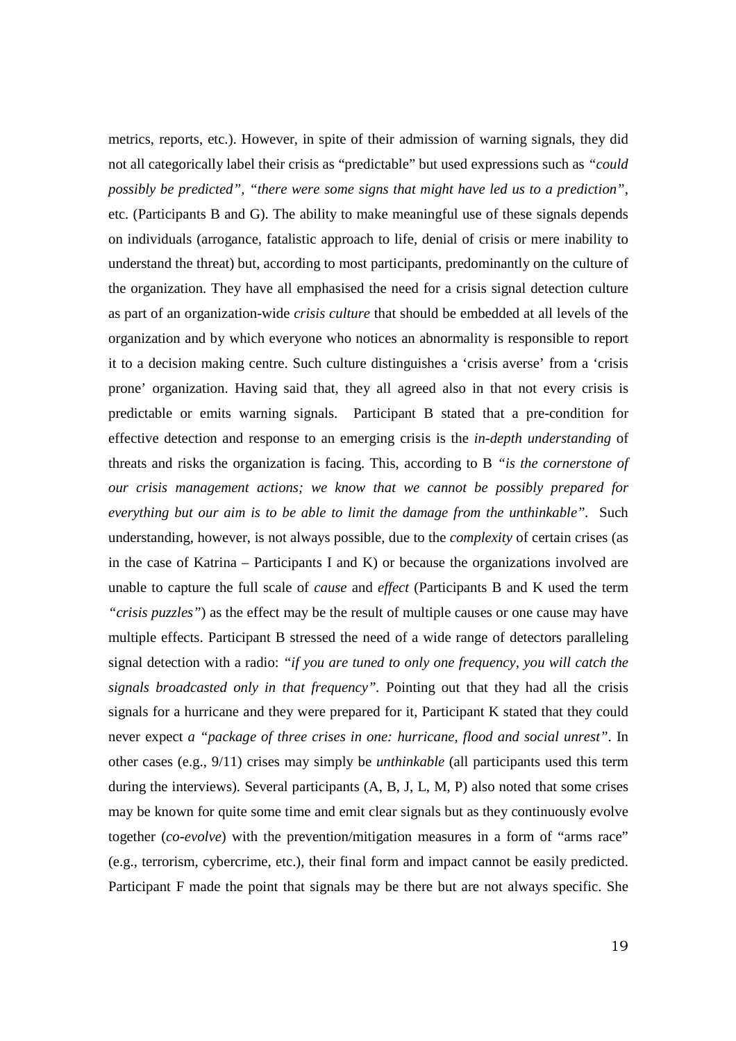metrics, reports, etc.). However, in spite of their admission of warning signals, they did not all categorically label their crisis as "predictable" but used expressions such as *"could possibly be predicted"*, *"there were some signs that might have led us to a prediction"*, etc. (Participants B and G). The ability to make meaningful use of these signals depends on individuals (arrogance, fatalistic approach to life, denial of crisis or mere inability to understand the threat) but, according to most participants, predominantly on the culture of the organization. They have all emphasised the need for a crisis signal detection culture as part of an organization-wide *crisis culture* that should be embedded at all levels of the organization and by which everyone who notices an abnormality is responsible to report it to a decision making centre. Such culture distinguishes a 'crisis averse' from a 'crisis prone' organization. Having said that, they all agreed also in that not every crisis is predictable or emits warning signals. Participant B stated that a pre-condition for effective detection and response to an emerging crisis is the *in-depth understanding* of threats and risks the organization is facing. This, according to B *"is the cornerstone of our crisis management actions; we know that we cannot be possibly prepared for everything but our aim is to be able to limit the damage from the unthinkable"*. Such understanding, however, is not always possible, due to the *complexity* of certain crises (as in the case of Katrina – Participants I and K) or because the organizations involved are unable to capture the full scale of *cause* and *effect* (Participants B and K used the term *"crisis puzzles"*) as the effect may be the result of multiple causes or one cause may have multiple effects. Participant B stressed the need of a wide range of detectors paralleling signal detection with a radio: *"if you are tuned to only one frequency, you will catch the signals broadcasted only in that frequency"*. Pointing out that they had all the crisis signals for a hurricane and they were prepared for it, Participant K stated that they could never expect *a "package of three crises in one: hurricane, flood and social unrest"*. In other cases (e.g., 9/11) crises may simply be *unthinkable* (all participants used this term during the interviews). Several participants (A, B, J, L, M, P) also noted that some crises may be known for quite some time and emit clear signals but as they continuously evolve together (*co-evolve*) with the prevention/mitigation measures in a form of "arms race" (e.g., terrorism, cybercrime, etc.), their final form and impact cannot be easily predicted. Participant F made the point that signals may be there but are not always specific. She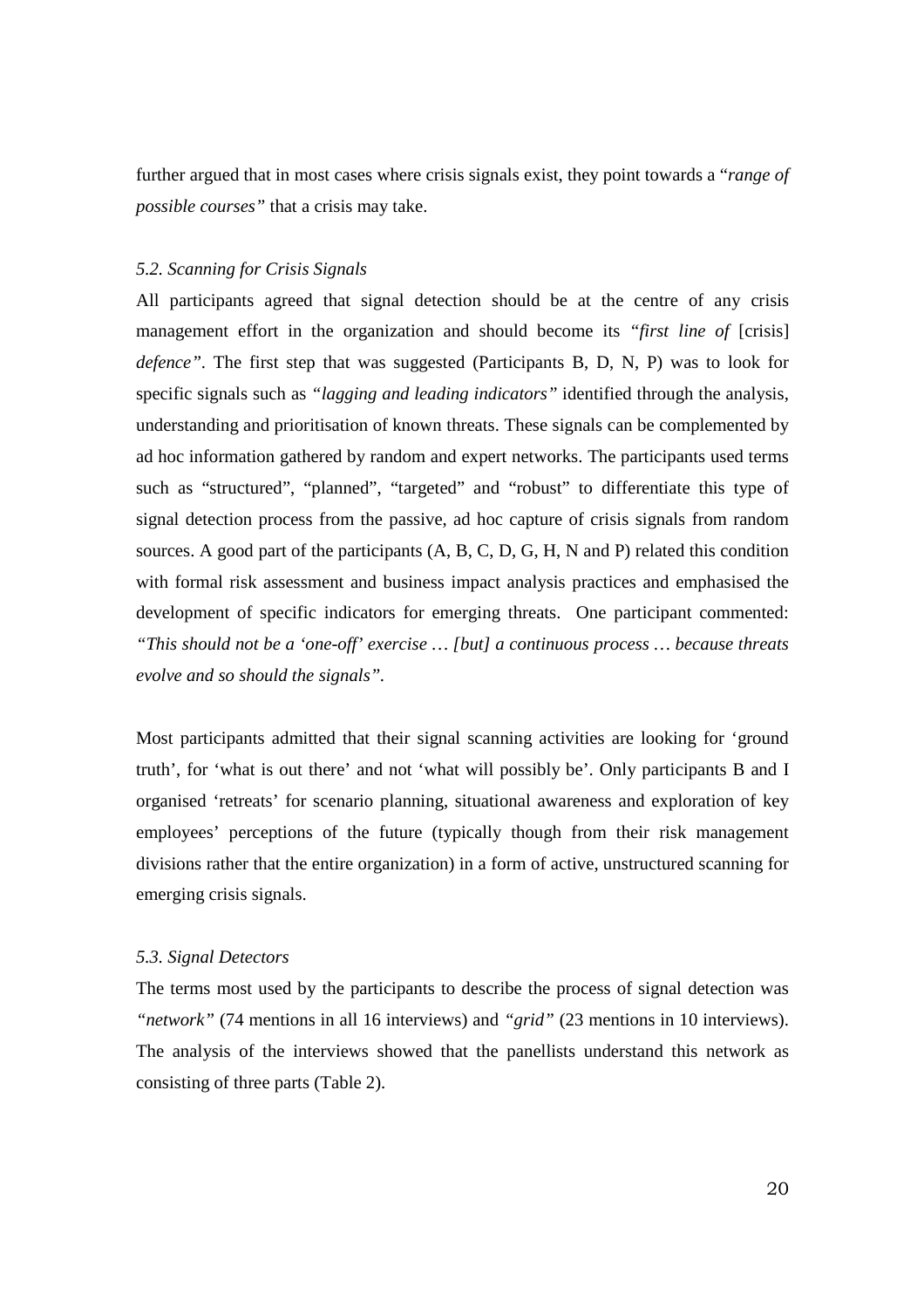further argued that in most cases where crisis signals exist, they point towards a "*range of possible courses"* that a crisis may take.

### *5.2. Scanning for Crisis Signals*

All participants agreed that signal detection should be at the centre of any crisis management effort in the organization and should become its *"first line of* [crisis] *defence"*. The first step that was suggested (Participants B, D, N, P) was to look for specific signals such as *"lagging and leading indicators"* identified through the analysis, understanding and prioritisation of known threats. These signals can be complemented by ad hoc information gathered by random and expert networks. The participants used terms such as "structured", "planned", "targeted" and "robust" to differentiate this type of signal detection process from the passive, ad hoc capture of crisis signals from random sources. A good part of the participants (A, B, C, D, G, H, N and P) related this condition with formal risk assessment and business impact analysis practices and emphasised the development of specific indicators for emerging threats. One participant commented: *"This should not be a 'one-off' exercise … [but] a continuous process … because threats evolve and so should the signals".*

Most participants admitted that their signal scanning activities are looking for 'ground truth', for 'what is out there' and not 'what will possibly be'. Only participants B and I organised 'retreats' for scenario planning, situational awareness and exploration of key employees' perceptions of the future (typically though from their risk management divisions rather that the entire organization) in a form of active, unstructured scanning for emerging crisis signals.

### *5.3. Signal Detectors*

The terms most used by the participants to describe the process of signal detection was *"network"* (74 mentions in all 16 interviews) and *"grid"* (23 mentions in 10 interviews). The analysis of the interviews showed that the panellists understand this network as consisting of three parts (Table 2).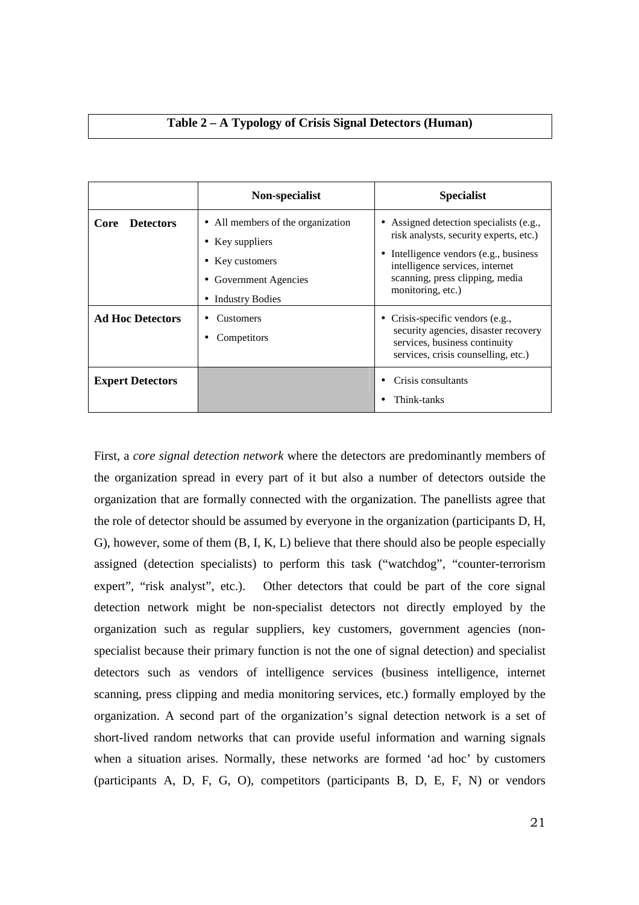**Table 2 – A Typology of Crisis Signal Detectors (Human)**

| | Non-specialist | Specialist |
|---|---|---|
| **Core Detectors** | • All members of the organization<br>• Key suppliers<br>• Key customers<br>• Government Agencies<br>• Industry Bodies | • Assigned detection specialists (e.g., risk analysts, security experts, etc.)<br>• Intelligence vendors (e.g., business intelligence services, internet scanning, press clipping, media monitoring, etc.) |
| **Ad Hoc Detectors** | • Customers<br>• Competitors | • Crisis-specific vendors (e.g., security agencies, disaster recovery services, business continuity services, crisis counselling, etc.) |
| **Expert Detectors** | | • Crisis consultants<br>• Think-tanks |

First, a *core signal detection network* where the detectors are predominantly members of the organization spread in every part of it but also a number of detectors outside the organization that are formally connected with the organization. The panellists agree that the role of detector should be assumed by everyone in the organization (participants D, H, G), however, some of them (B, I, K, L) believe that there should also be people especially assigned (detection specialists) to perform this task ("watchdog", "counter-terrorism expert", "risk analyst", etc.). Other detectors that could be part of the core signal detection network might be non-specialist detectors not directly employed by the organization such as regular suppliers, key customers, government agencies (non-specialist because their primary function is not the one of signal detection) and specialist detectors such as vendors of intelligence services (business intelligence, internet scanning, press clipping and media monitoring services, etc.) formally employed by the organization. A second part of the organization's signal detection network is a set of short-lived random networks that can provide useful information and warning signals when a situation arises. Normally, these networks are formed 'ad hoc' by customers (participants A, D, F, G, O), competitors (participants B, D, E, F, N) or vendors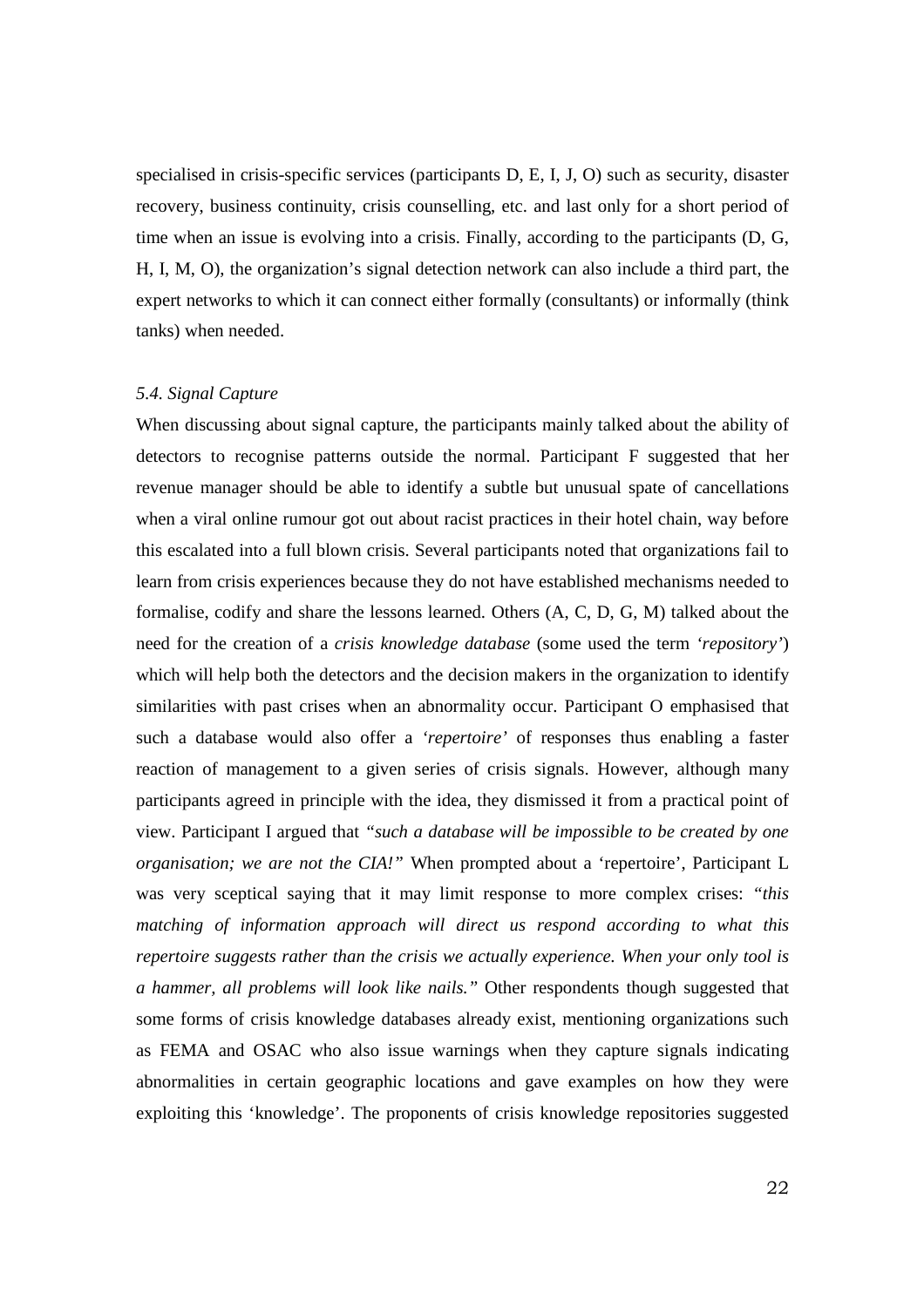specialised in crisis-specific services (participants D, E, I, J, O) such as security, disaster recovery, business continuity, crisis counselling, etc. and last only for a short period of time when an issue is evolving into a crisis. Finally, according to the participants (D, G, H, I, M, O), the organization's signal detection network can also include a third part, the expert networks to which it can connect either formally (consultants) or informally (think tanks) when needed.

### *5.4. Signal Capture*

When discussing about signal capture, the participants mainly talked about the ability of detectors to recognise patterns outside the normal. Participant F suggested that her revenue manager should be able to identify a subtle but unusual spate of cancellations when a viral online rumour got out about racist practices in their hotel chain, way before this escalated into a full blown crisis. Several participants noted that organizations fail to learn from crisis experiences because they do not have established mechanisms needed to formalise, codify and share the lessons learned. Others (A, C, D, G, M) talked about the need for the creation of a *crisis knowledge database* (some used the term *'repository'*) which will help both the detectors and the decision makers in the organization to identify similarities with past crises when an abnormality occur. Participant O emphasised that such a database would also offer a *'repertoire'* of responses thus enabling a faster reaction of management to a given series of crisis signals. However, although many participants agreed in principle with the idea, they dismissed it from a practical point of view. Participant I argued that *"such a database will be impossible to be created by one organisation; we are not the CIA!"* When prompted about a 'repertoire', Participant L was very sceptical saying that it may limit response to more complex crises: *"this matching of information approach will direct us respond according to what this repertoire suggests rather than the crisis we actually experience. When your only tool is a hammer, all problems will look like nails."* Other respondents though suggested that some forms of crisis knowledge databases already exist, mentioning organizations such as FEMA and OSAC who also issue warnings when they capture signals indicating abnormalities in certain geographic locations and gave examples on how they were exploiting this 'knowledge'. The proponents of crisis knowledge repositories suggested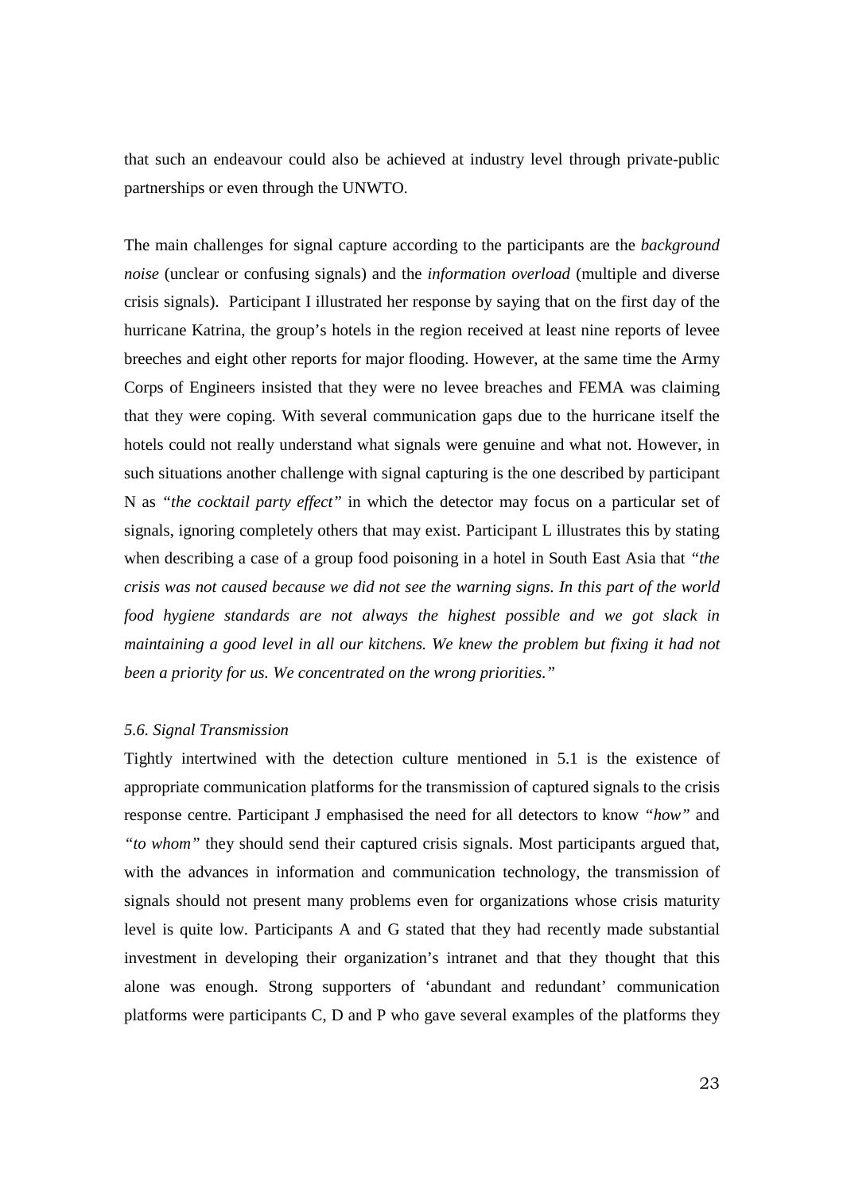that such an endeavour could also be achieved at industry level through private-public partnerships or even through the UNWTO.

The main challenges for signal capture according to the participants are the *background noise* (unclear or confusing signals) and the *information overload* (multiple and diverse crisis signals). Participant I illustrated her response by saying that on the first day of the hurricane Katrina, the group's hotels in the region received at least nine reports of levee breeches and eight other reports for major flooding. However, at the same time the Army Corps of Engineers insisted that they were no levee breaches and FEMA was claiming that they were coping. With several communication gaps due to the hurricane itself the hotels could not really understand what signals were genuine and what not. However, in such situations another challenge with signal capturing is the one described by participant N as *"the cocktail party effect"* in which the detector may focus on a particular set of signals, ignoring completely others that may exist. Participant L illustrates this by stating when describing a case of a group food poisoning in a hotel in South East Asia that *"the crisis was not caused because we did not see the warning signs. In this part of the world food hygiene standards are not always the highest possible and we got slack in maintaining a good level in all our kitchens. We knew the problem but fixing it had not been a priority for us. We concentrated on the wrong priorities."*

### *5.6. Signal Transmission*

Tightly intertwined with the detection culture mentioned in 5.1 is the existence of appropriate communication platforms for the transmission of captured signals to the crisis response centre. Participant J emphasised the need for all detectors to know *"how"* and *"to whom"* they should send their captured crisis signals. Most participants argued that, with the advances in information and communication technology, the transmission of signals should not present many problems even for organizations whose crisis maturity level is quite low. Participants A and G stated that they had recently made substantial investment in developing their organization's intranet and that they thought that this alone was enough. Strong supporters of 'abundant and redundant' communication platforms were participants C, D and P who gave several examples of the platforms they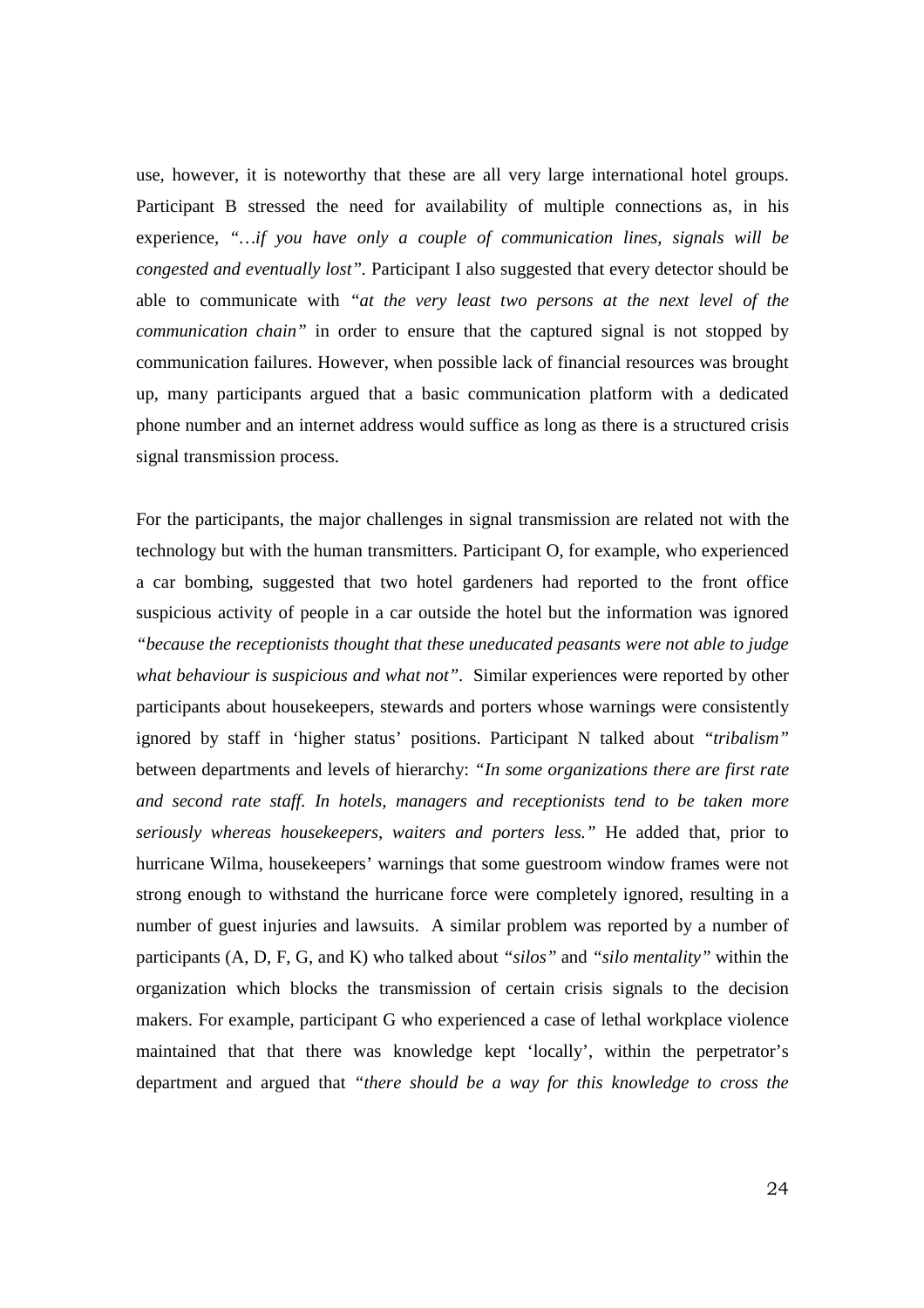use, however, it is noteworthy that these are all very large international hotel groups. Participant B stressed the need for availability of multiple connections as, in his experience, *"…if you have only a couple of communication lines, signals will be congested and eventually lost"*. Participant I also suggested that every detector should be able to communicate with *"at the very least two persons at the next level of the communication chain"* in order to ensure that the captured signal is not stopped by communication failures. However, when possible lack of financial resources was brought up, many participants argued that a basic communication platform with a dedicated phone number and an internet address would suffice as long as there is a structured crisis signal transmission process.

For the participants, the major challenges in signal transmission are related not with the technology but with the human transmitters. Participant O, for example, who experienced a car bombing, suggested that two hotel gardeners had reported to the front office suspicious activity of people in a car outside the hotel but the information was ignored *"because the receptionists thought that these uneducated peasants were not able to judge what behaviour is suspicious and what not"*. Similar experiences were reported by other participants about housekeepers, stewards and porters whose warnings were consistently ignored by staff in 'higher status' positions. Participant N talked about *"tribalism"* between departments and levels of hierarchy: *"In some organizations there are first rate and second rate staff. In hotels, managers and receptionists tend to be taken more seriously whereas housekeepers, waiters and porters less."* He added that, prior to hurricane Wilma, housekeepers' warnings that some guestroom window frames were not strong enough to withstand the hurricane force were completely ignored, resulting in a number of guest injuries and lawsuits. A similar problem was reported by a number of participants (A, D, F, G, and K) who talked about *"silos"* and *"silo mentality"* within the organization which blocks the transmission of certain crisis signals to the decision makers. For example, participant G who experienced a case of lethal workplace violence maintained that that there was knowledge kept 'locally', within the perpetrator's department and argued that *"there should be a way for this knowledge to cross the*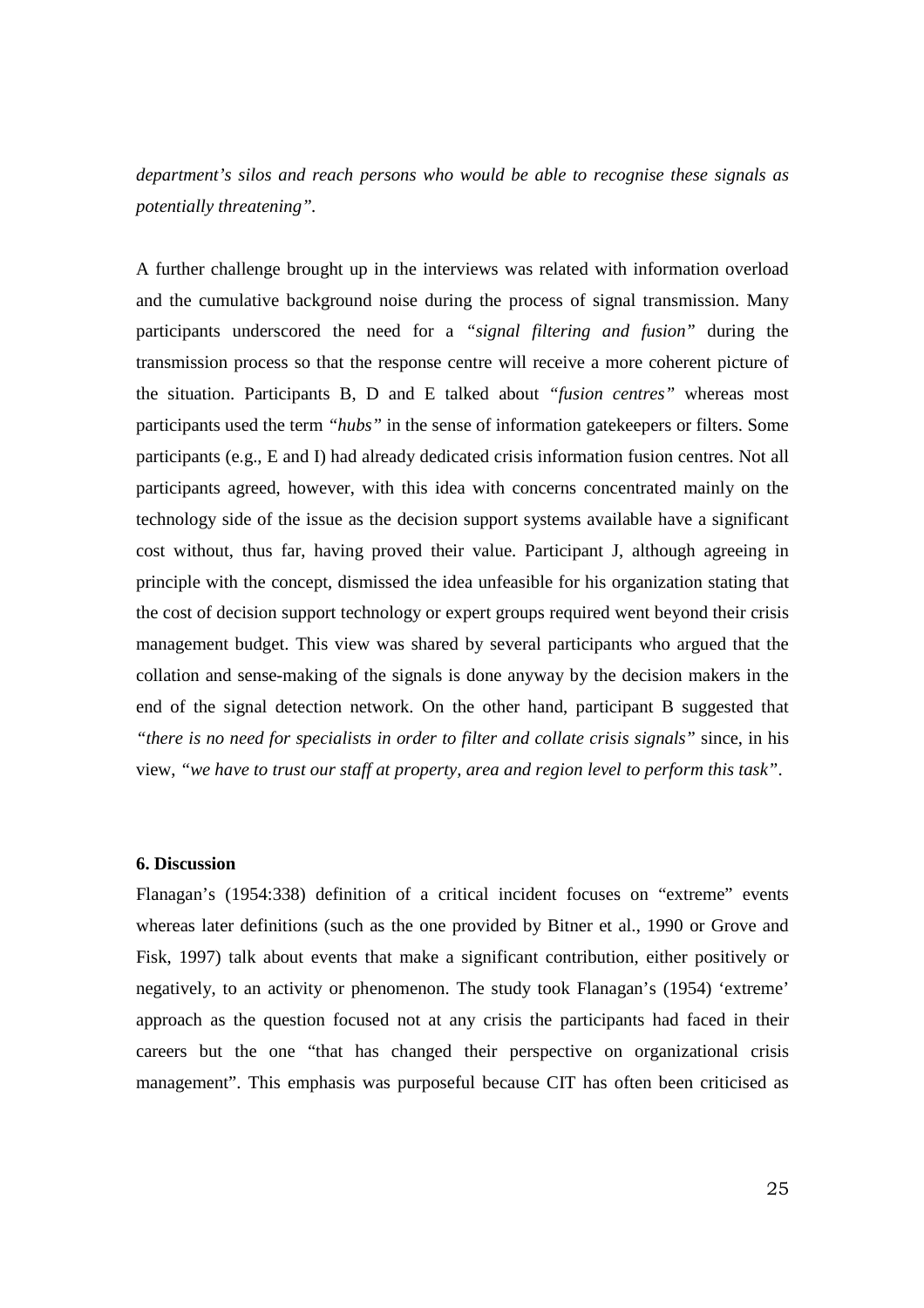*department's silos and reach persons who would be able to recognise these signals as potentially threatening"*.

A further challenge brought up in the interviews was related with information overload and the cumulative background noise during the process of signal transmission. Many participants underscored the need for a *"signal filtering and fusion"* during the transmission process so that the response centre will receive a more coherent picture of the situation. Participants B, D and E talked about *"fusion centres"* whereas most participants used the term *"hubs"* in the sense of information gatekeepers or filters. Some participants (e.g., E and I) had already dedicated crisis information fusion centres. Not all participants agreed, however, with this idea with concerns concentrated mainly on the technology side of the issue as the decision support systems available have a significant cost without, thus far, having proved their value. Participant J, although agreeing in principle with the concept, dismissed the idea unfeasible for his organization stating that the cost of decision support technology or expert groups required went beyond their crisis management budget. This view was shared by several participants who argued that the collation and sense-making of the signals is done anyway by the decision makers in the end of the signal detection network. On the other hand, participant B suggested that *"there is no need for specialists in order to filter and collate crisis signals"* since, in his view, *"we have to trust our staff at property, area and region level to perform this task"*.

## 6. Discussion

Flanagan's (1954:338) definition of a critical incident focuses on "extreme" events whereas later definitions (such as the one provided by Bitner et al., 1990 or Grove and Fisk, 1997) talk about events that make a significant contribution, either positively or negatively, to an activity or phenomenon. The study took Flanagan's (1954) 'extreme' approach as the question focused not at any crisis the participants had faced in their careers but the one "that has changed their perspective on organizational crisis management". This emphasis was purposeful because CIT has often been criticised as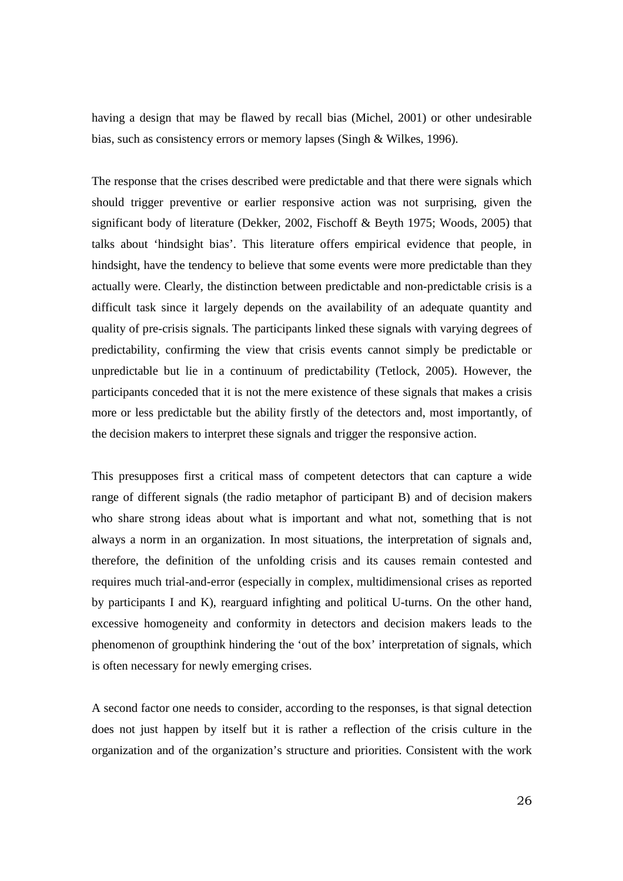having a design that may be flawed by recall bias (Michel, 2001) or other undesirable bias, such as consistency errors or memory lapses (Singh & Wilkes, 1996).

The response that the crises described were predictable and that there were signals which should trigger preventive or earlier responsive action was not surprising, given the significant body of literature (Dekker, 2002, Fischoff & Beyth 1975; Woods, 2005) that talks about 'hindsight bias'. This literature offers empirical evidence that people, in hindsight, have the tendency to believe that some events were more predictable than they actually were. Clearly, the distinction between predictable and non-predictable crisis is a difficult task since it largely depends on the availability of an adequate quantity and quality of pre-crisis signals. The participants linked these signals with varying degrees of predictability, confirming the view that crisis events cannot simply be predictable or unpredictable but lie in a continuum of predictability (Tetlock, 2005). However, the participants conceded that it is not the mere existence of these signals that makes a crisis more or less predictable but the ability firstly of the detectors and, most importantly, of the decision makers to interpret these signals and trigger the responsive action.

This presupposes first a critical mass of competent detectors that can capture a wide range of different signals (the radio metaphor of participant B) and of decision makers who share strong ideas about what is important and what not, something that is not always a norm in an organization. In most situations, the interpretation of signals and, therefore, the definition of the unfolding crisis and its causes remain contested and requires much trial-and-error (especially in complex, multidimensional crises as reported by participants I and K), rearguard infighting and political U-turns. On the other hand, excessive homogeneity and conformity in detectors and decision makers leads to the phenomenon of groupthink hindering the 'out of the box' interpretation of signals, which is often necessary for newly emerging crises.

A second factor one needs to consider, according to the responses, is that signal detection does not just happen by itself but it is rather a reflection of the crisis culture in the organization and of the organization's structure and priorities. Consistent with the work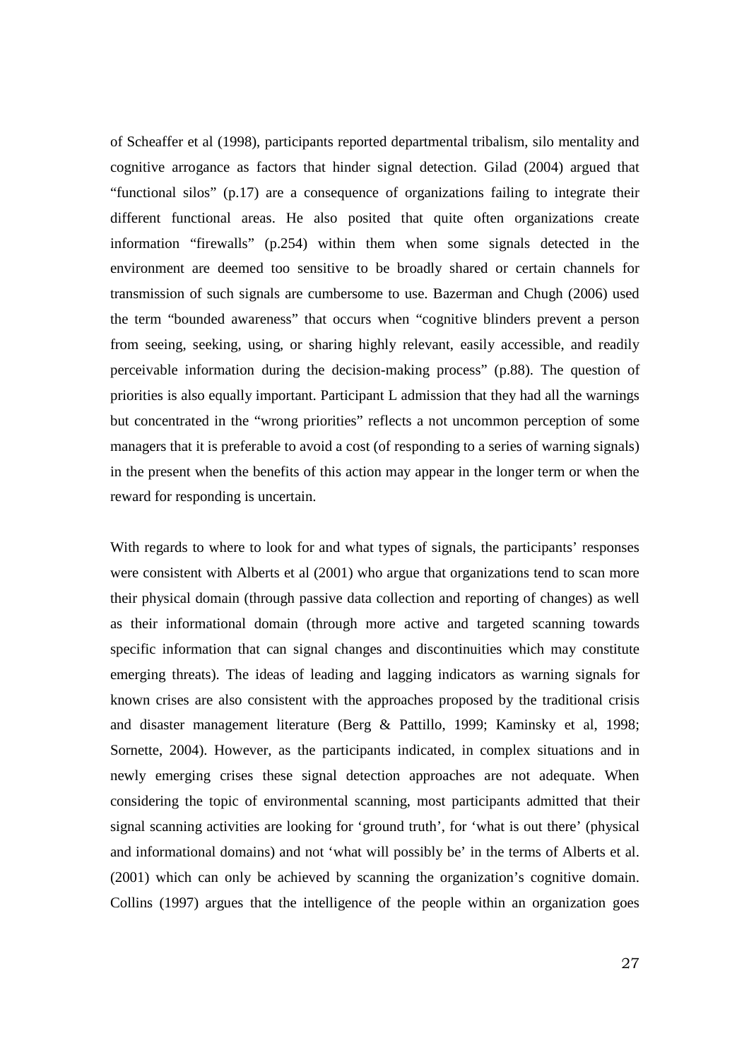of Scheaffer et al (1998), participants reported departmental tribalism, silo mentality and cognitive arrogance as factors that hinder signal detection. Gilad (2004) argued that "functional silos" (p.17) are a consequence of organizations failing to integrate their different functional areas. He also posited that quite often organizations create information "firewalls" (p.254) within them when some signals detected in the environment are deemed too sensitive to be broadly shared or certain channels for transmission of such signals are cumbersome to use. Bazerman and Chugh (2006) used the term "bounded awareness" that occurs when "cognitive blinders prevent a person from seeing, seeking, using, or sharing highly relevant, easily accessible, and readily perceivable information during the decision-making process" (p.88). The question of priorities is also equally important. Participant L admission that they had all the warnings but concentrated in the "wrong priorities" reflects a not uncommon perception of some managers that it is preferable to avoid a cost (of responding to a series of warning signals) in the present when the benefits of this action may appear in the longer term or when the reward for responding is uncertain.

With regards to where to look for and what types of signals, the participants' responses were consistent with Alberts et al (2001) who argue that organizations tend to scan more their physical domain (through passive data collection and reporting of changes) as well as their informational domain (through more active and targeted scanning towards specific information that can signal changes and discontinuities which may constitute emerging threats). The ideas of leading and lagging indicators as warning signals for known crises are also consistent with the approaches proposed by the traditional crisis and disaster management literature (Berg & Pattillo, 1999; Kaminsky et al, 1998; Sornette, 2004). However, as the participants indicated, in complex situations and in newly emerging crises these signal detection approaches are not adequate. When considering the topic of environmental scanning, most participants admitted that their signal scanning activities are looking for 'ground truth', for 'what is out there' (physical and informational domains) and not 'what will possibly be' in the terms of Alberts et al. (2001) which can only be achieved by scanning the organization's cognitive domain. Collins (1997) argues that the intelligence of the people within an organization goes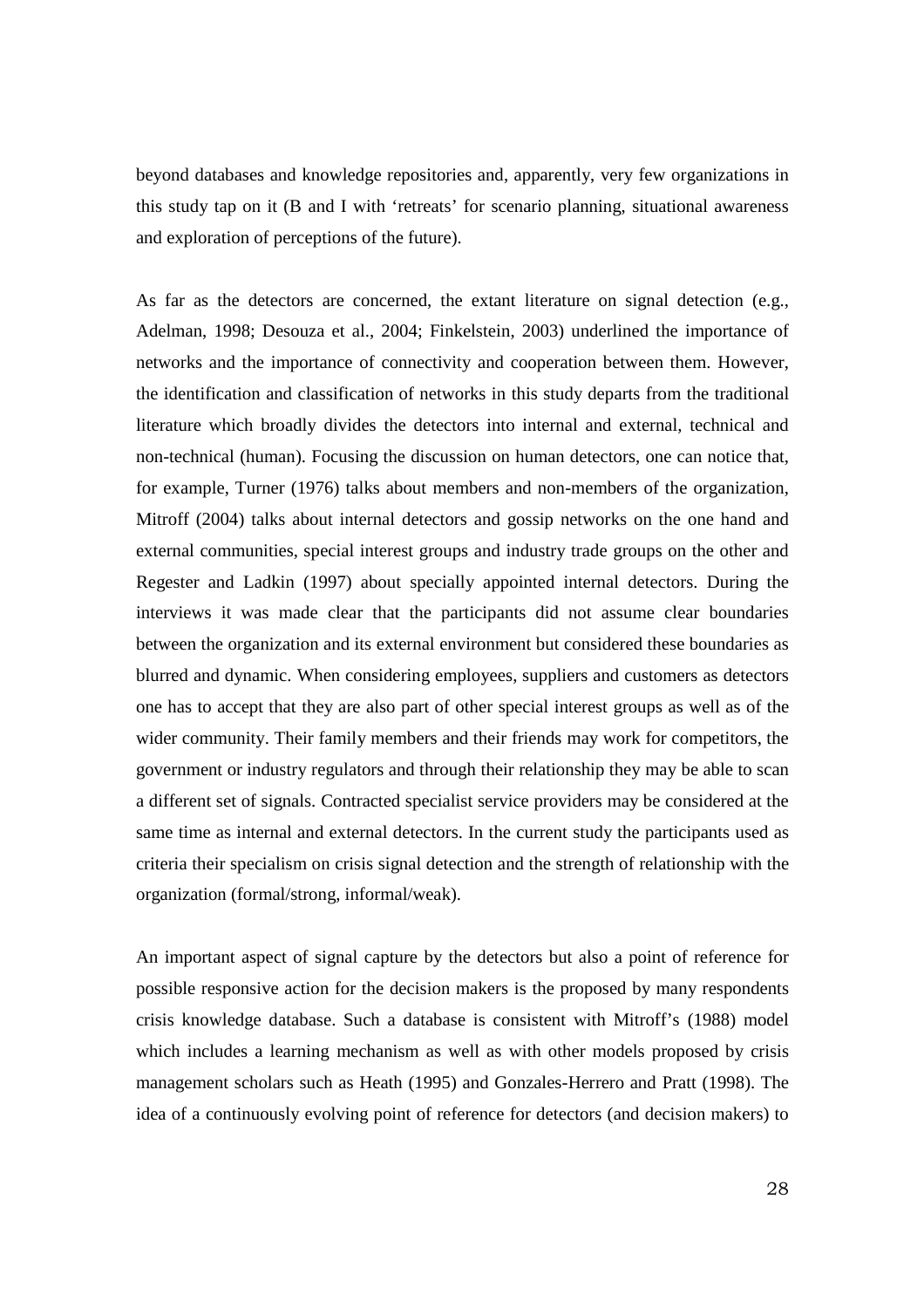beyond databases and knowledge repositories and, apparently, very few organizations in this study tap on it (B and I with 'retreats' for scenario planning, situational awareness and exploration of perceptions of the future).

As far as the detectors are concerned, the extant literature on signal detection (e.g., Adelman, 1998; Desouza et al., 2004; Finkelstein, 2003) underlined the importance of networks and the importance of connectivity and cooperation between them. However, the identification and classification of networks in this study departs from the traditional literature which broadly divides the detectors into internal and external, technical and non-technical (human). Focusing the discussion on human detectors, one can notice that, for example, Turner (1976) talks about members and non-members of the organization, Mitroff (2004) talks about internal detectors and gossip networks on the one hand and external communities, special interest groups and industry trade groups on the other and Regester and Ladkin (1997) about specially appointed internal detectors. During the interviews it was made clear that the participants did not assume clear boundaries between the organization and its external environment but considered these boundaries as blurred and dynamic. When considering employees, suppliers and customers as detectors one has to accept that they are also part of other special interest groups as well as of the wider community. Their family members and their friends may work for competitors, the government or industry regulators and through their relationship they may be able to scan a different set of signals. Contracted specialist service providers may be considered at the same time as internal and external detectors. In the current study the participants used as criteria their specialism on crisis signal detection and the strength of relationship with the organization (formal/strong, informal/weak).

An important aspect of signal capture by the detectors but also a point of reference for possible responsive action for the decision makers is the proposed by many respondents crisis knowledge database. Such a database is consistent with Mitroff's (1988) model which includes a learning mechanism as well as with other models proposed by crisis management scholars such as Heath (1995) and Gonzales-Herrero and Pratt (1998). The idea of a continuously evolving point of reference for detectors (and decision makers) to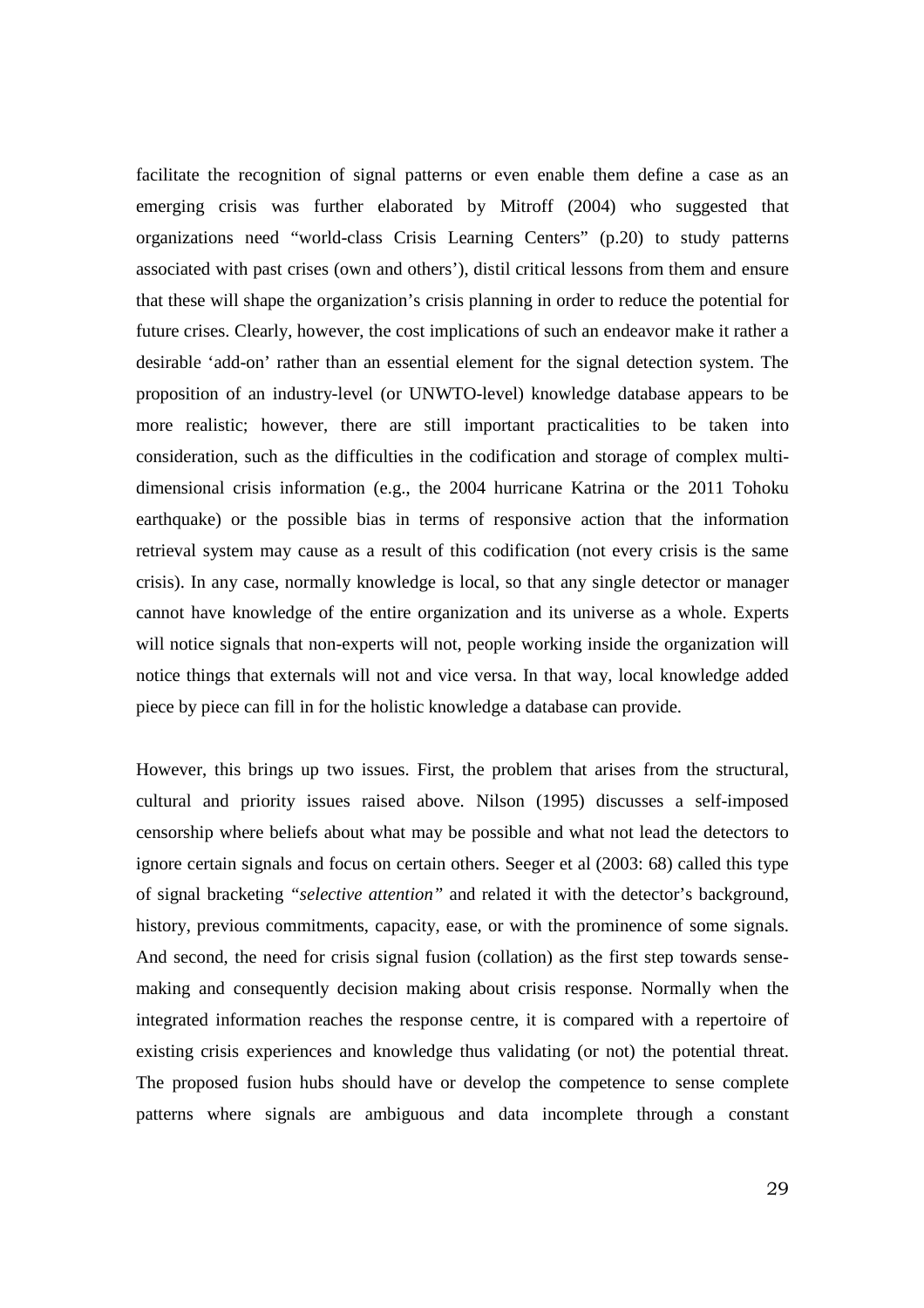facilitate the recognition of signal patterns or even enable them define a case as an emerging crisis was further elaborated by Mitroff (2004) who suggested that organizations need "world-class Crisis Learning Centers" (p.20) to study patterns associated with past crises (own and others'), distil critical lessons from them and ensure that these will shape the organization's crisis planning in order to reduce the potential for future crises. Clearly, however, the cost implications of such an endeavor make it rather a desirable 'add-on' rather than an essential element for the signal detection system. The proposition of an industry-level (or UNWTO-level) knowledge database appears to be more realistic; however, there are still important practicalities to be taken into consideration, such as the difficulties in the codification and storage of complex multi-dimensional crisis information (e.g., the 2004 hurricane Katrina or the 2011 Tohoku earthquake) or the possible bias in terms of responsive action that the information retrieval system may cause as a result of this codification (not every crisis is the same crisis). In any case, normally knowledge is local, so that any single detector or manager cannot have knowledge of the entire organization and its universe as a whole. Experts will notice signals that non-experts will not, people working inside the organization will notice things that externals will not and vice versa. In that way, local knowledge added piece by piece can fill in for the holistic knowledge a database can provide.

However, this brings up two issues. First, the problem that arises from the structural, cultural and priority issues raised above. Nilson (1995) discusses a self-imposed censorship where beliefs about what may be possible and what not lead the detectors to ignore certain signals and focus on certain others. Seeger et al (2003: 68) called this type of signal bracketing *"selective attention"* and related it with the detector's background, history, previous commitments, capacity, ease, or with the prominence of some signals. And second, the need for crisis signal fusion (collation) as the first step towards sense-making and consequently decision making about crisis response. Normally when the integrated information reaches the response centre, it is compared with a repertoire of existing crisis experiences and knowledge thus validating (or not) the potential threat. The proposed fusion hubs should have or develop the competence to sense complete patterns where signals are ambiguous and data incomplete through a constant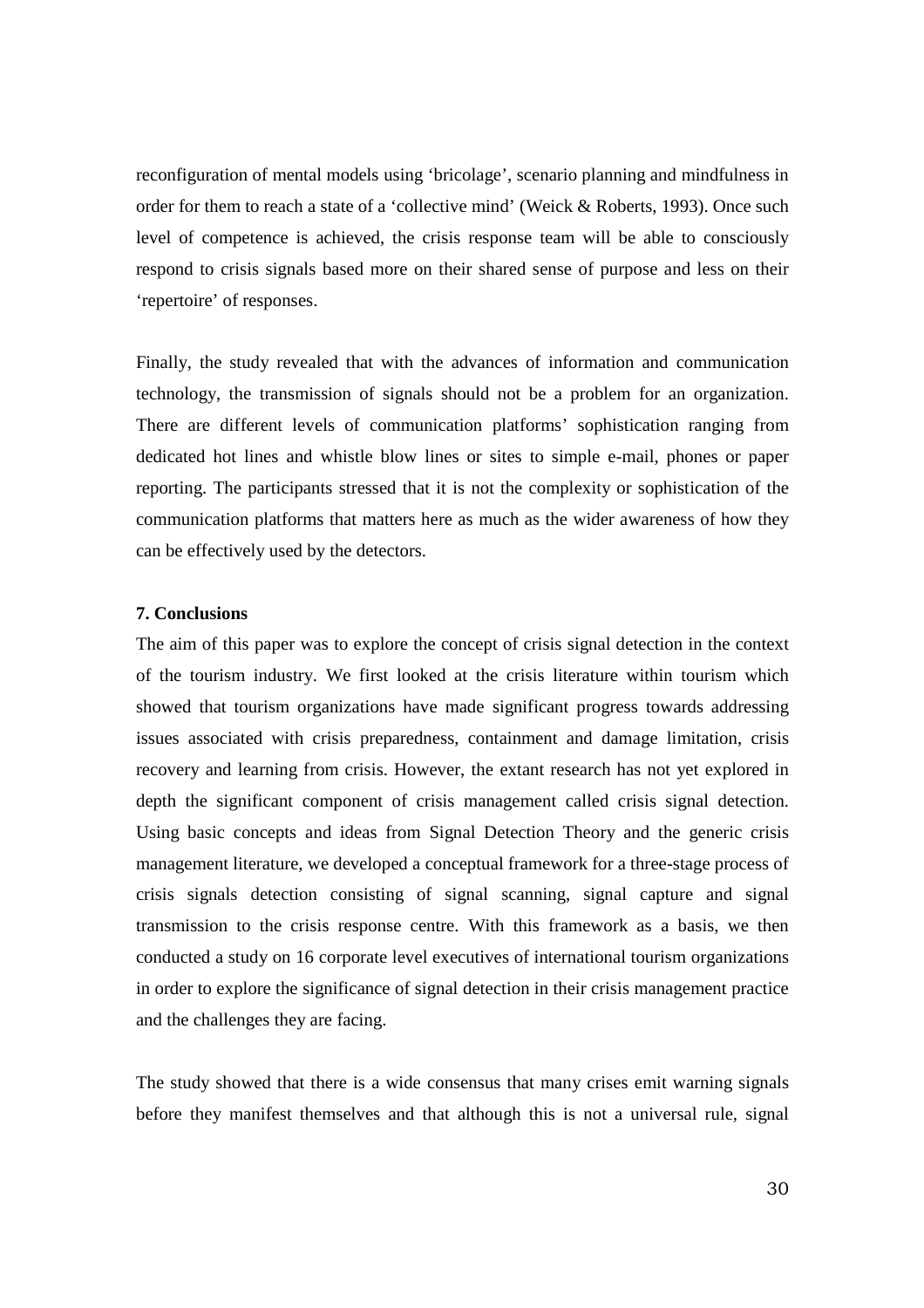reconfiguration of mental models using 'bricolage', scenario planning and mindfulness in order for them to reach a state of a 'collective mind' (Weick & Roberts, 1993). Once such level of competence is achieved, the crisis response team will be able to consciously respond to crisis signals based more on their shared sense of purpose and less on their 'repertoire' of responses.

Finally, the study revealed that with the advances of information and communication technology, the transmission of signals should not be a problem for an organization. There are different levels of communication platforms' sophistication ranging from dedicated hot lines and whistle blow lines or sites to simple e-mail, phones or paper reporting. The participants stressed that it is not the complexity or sophistication of the communication platforms that matters here as much as the wider awareness of how they can be effectively used by the detectors.

## 7. Conclusions

The aim of this paper was to explore the concept of crisis signal detection in the context of the tourism industry. We first looked at the crisis literature within tourism which showed that tourism organizations have made significant progress towards addressing issues associated with crisis preparedness, containment and damage limitation, crisis recovery and learning from crisis. However, the extant research has not yet explored in depth the significant component of crisis management called crisis signal detection. Using basic concepts and ideas from Signal Detection Theory and the generic crisis management literature, we developed a conceptual framework for a three-stage process of crisis signals detection consisting of signal scanning, signal capture and signal transmission to the crisis response centre. With this framework as a basis, we then conducted a study on 16 corporate level executives of international tourism organizations in order to explore the significance of signal detection in their crisis management practice and the challenges they are facing.

The study showed that there is a wide consensus that many crises emit warning signals before they manifest themselves and that although this is not a universal rule, signal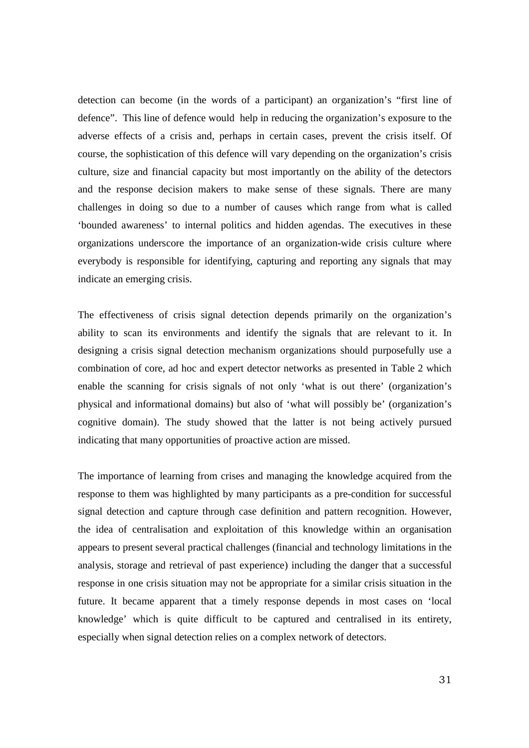detection can become (in the words of a participant) an organization's "first line of defence". This line of defence would help in reducing the organization's exposure to the adverse effects of a crisis and, perhaps in certain cases, prevent the crisis itself. Of course, the sophistication of this defence will vary depending on the organization's crisis culture, size and financial capacity but most importantly on the ability of the detectors and the response decision makers to make sense of these signals. There are many challenges in doing so due to a number of causes which range from what is called 'bounded awareness' to internal politics and hidden agendas. The executives in these organizations underscore the importance of an organization-wide crisis culture where everybody is responsible for identifying, capturing and reporting any signals that may indicate an emerging crisis.

The effectiveness of crisis signal detection depends primarily on the organization's ability to scan its environments and identify the signals that are relevant to it. In designing a crisis signal detection mechanism organizations should purposefully use a combination of core, ad hoc and expert detector networks as presented in Table 2 which enable the scanning for crisis signals of not only 'what is out there' (organization's physical and informational domains) but also of 'what will possibly be' (organization's cognitive domain). The study showed that the latter is not being actively pursued indicating that many opportunities of proactive action are missed.

The importance of learning from crises and managing the knowledge acquired from the response to them was highlighted by many participants as a pre-condition for successful signal detection and capture through case definition and pattern recognition. However, the idea of centralisation and exploitation of this knowledge within an organisation appears to present several practical challenges (financial and technology limitations in the analysis, storage and retrieval of past experience) including the danger that a successful response in one crisis situation may not be appropriate for a similar crisis situation in the future. It became apparent that a timely response depends in most cases on 'local knowledge' which is quite difficult to be captured and centralised in its entirety, especially when signal detection relies on a complex network of detectors.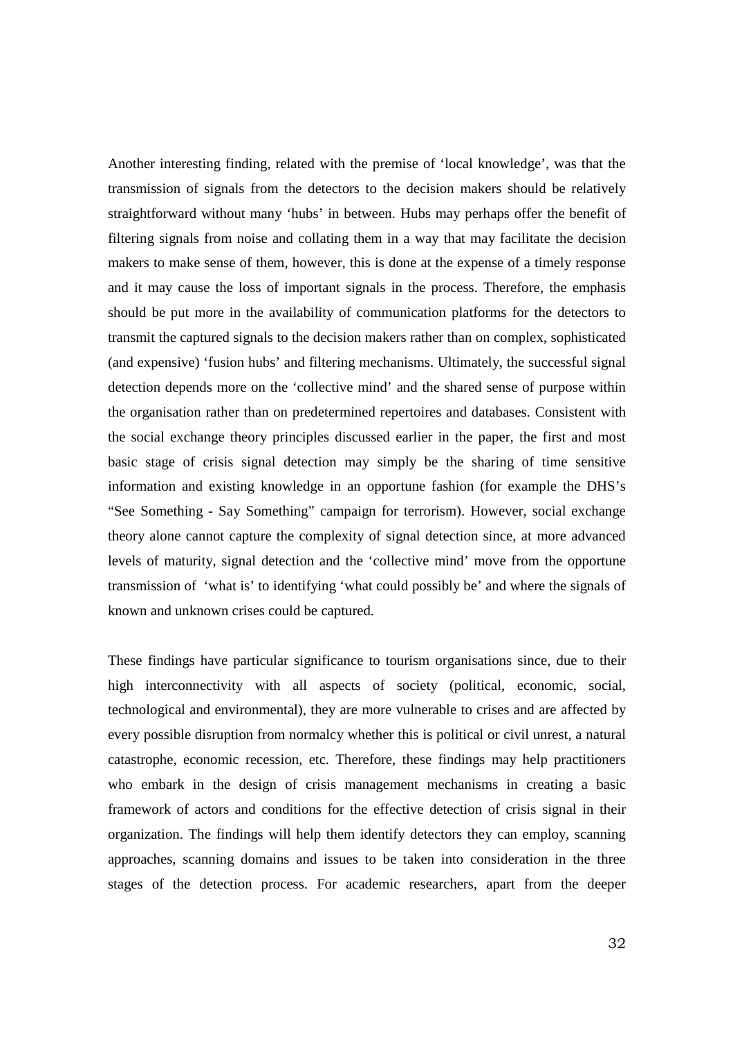Another interesting finding, related with the premise of 'local knowledge', was that the transmission of signals from the detectors to the decision makers should be relatively straightforward without many 'hubs' in between. Hubs may perhaps offer the benefit of filtering signals from noise and collating them in a way that may facilitate the decision makers to make sense of them, however, this is done at the expense of a timely response and it may cause the loss of important signals in the process. Therefore, the emphasis should be put more in the availability of communication platforms for the detectors to transmit the captured signals to the decision makers rather than on complex, sophisticated (and expensive) 'fusion hubs' and filtering mechanisms. Ultimately, the successful signal detection depends more on the 'collective mind' and the shared sense of purpose within the organisation rather than on predetermined repertoires and databases. Consistent with the social exchange theory principles discussed earlier in the paper, the first and most basic stage of crisis signal detection may simply be the sharing of time sensitive information and existing knowledge in an opportune fashion (for example the DHS's "See Something - Say Something" campaign for terrorism). However, social exchange theory alone cannot capture the complexity of signal detection since, at more advanced levels of maturity, signal detection and the 'collective mind' move from the opportune transmission of 'what is' to identifying 'what could possibly be' and where the signals of known and unknown crises could be captured.

These findings have particular significance to tourism organisations since, due to their high interconnectivity with all aspects of society (political, economic, social, technological and environmental), they are more vulnerable to crises and are affected by every possible disruption from normalcy whether this is political or civil unrest, a natural catastrophe, economic recession, etc. Therefore, these findings may help practitioners who embark in the design of crisis management mechanisms in creating a basic framework of actors and conditions for the effective detection of crisis signal in their organization. The findings will help them identify detectors they can employ, scanning approaches, scanning domains and issues to be taken into consideration in the three stages of the detection process. For academic researchers, apart from the deeper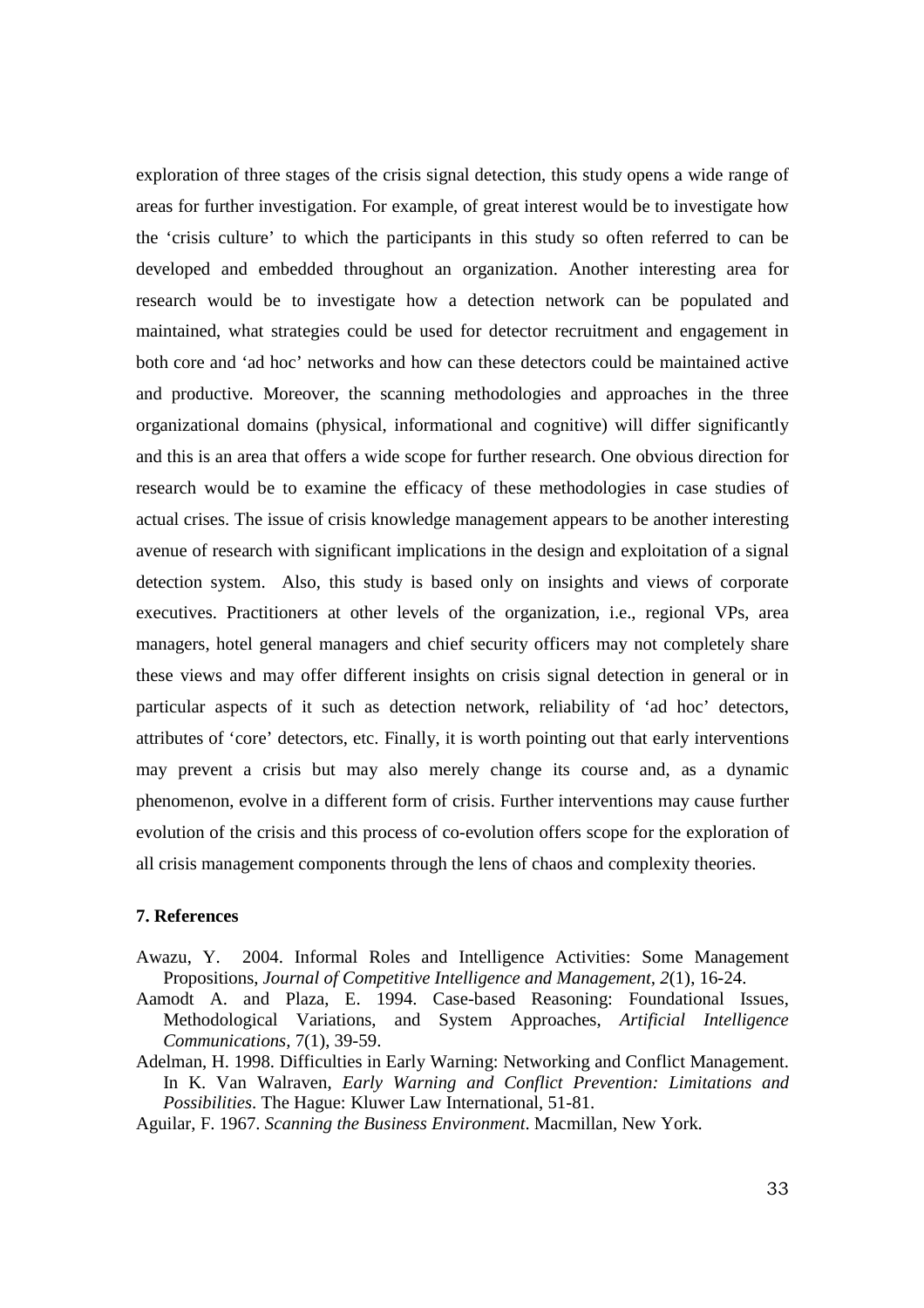exploration of three stages of the crisis signal detection, this study opens a wide range of areas for further investigation. For example, of great interest would be to investigate how the 'crisis culture' to which the participants in this study so often referred to can be developed and embedded throughout an organization. Another interesting area for research would be to investigate how a detection network can be populated and maintained, what strategies could be used for detector recruitment and engagement in both core and 'ad hoc' networks and how can these detectors could be maintained active and productive. Moreover, the scanning methodologies and approaches in the three organizational domains (physical, informational and cognitive) will differ significantly and this is an area that offers a wide scope for further research. One obvious direction for research would be to examine the efficacy of these methodologies in case studies of actual crises. The issue of crisis knowledge management appears to be another interesting avenue of research with significant implications in the design and exploitation of a signal detection system. Also, this study is based only on insights and views of corporate executives. Practitioners at other levels of the organization, i.e., regional VPs, area managers, hotel general managers and chief security officers may not completely share these views and may offer different insights on crisis signal detection in general or in particular aspects of it such as detection network, reliability of 'ad hoc' detectors, attributes of 'core' detectors, etc. Finally, it is worth pointing out that early interventions may prevent a crisis but may also merely change its course and, as a dynamic phenomenon, evolve in a different form of crisis. Further interventions may cause further evolution of the crisis and this process of co-evolution offers scope for the exploration of all crisis management components through the lens of chaos and complexity theories.

## 7. References

Awazu, Y. 2004. Informal Roles and Intelligence Activities: Some Management Propositions, *Journal of Competitive Intelligence and Management, 2*(1), 16-24.

Aamodt A. and Plaza, E. 1994. Case-based Reasoning: Foundational Issues, Methodological Variations, and System Approaches, *Artificial Intelligence Communications,* 7(1), 39-59.

Adelman, H. 1998. Difficulties in Early Warning: Networking and Conflict Management. In K. Van Walraven, *Early Warning and Conflict Prevention: Limitations and Possibilities*. The Hague: Kluwer Law International, 51-81.

Aguilar, F. 1967. *Scanning the Business Environment*. Macmillan, New York.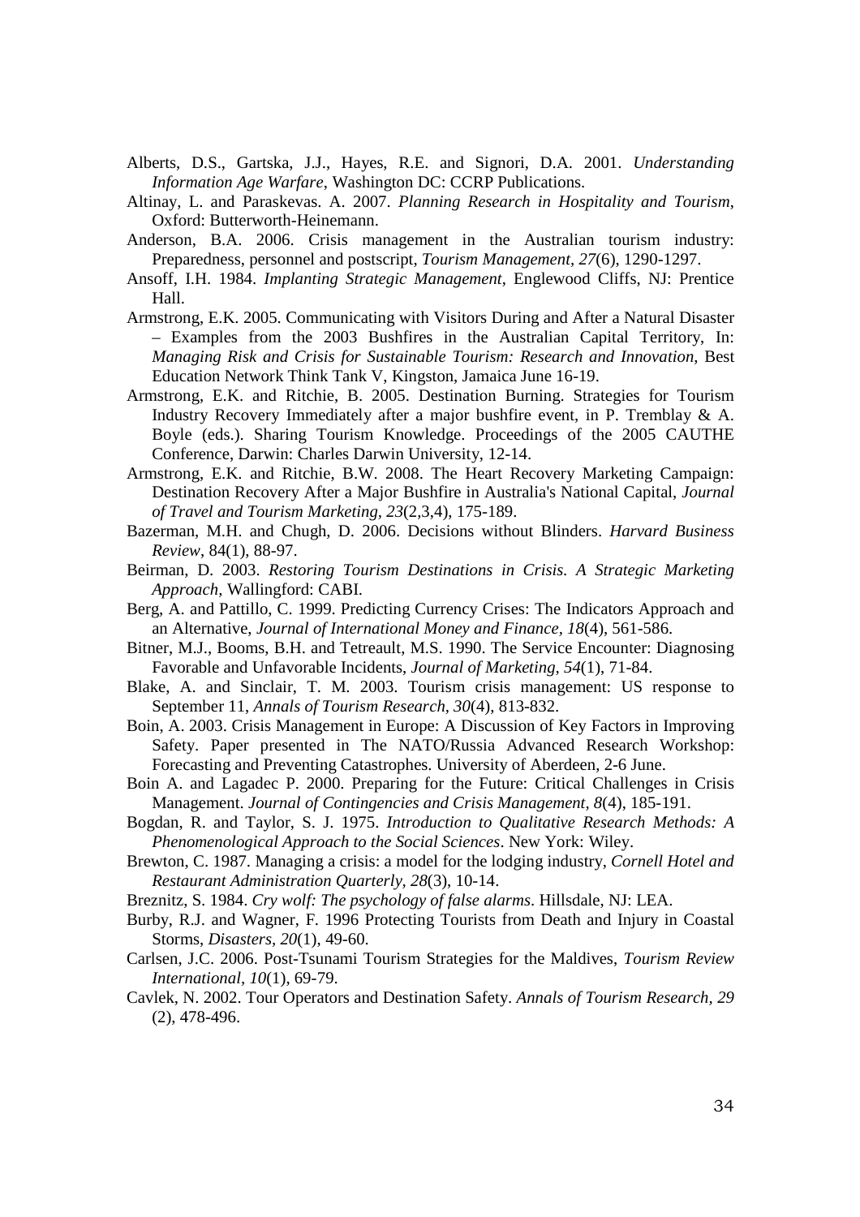Alberts, D.S., Gartska, J.J., Hayes, R.E. and Signori, D.A. 2001. *Understanding Information Age Warfare*, Washington DC: CCRP Publications.

Altinay, L. and Paraskevas. A. 2007. *Planning Research in Hospitality and Tourism*, Oxford: Butterworth-Heinemann.

Anderson, B.A. 2006. Crisis management in the Australian tourism industry: Preparedness, personnel and postscript, *Tourism Management, 27*(6), 1290-1297.

Ansoff, I.H. 1984. *Implanting Strategic Management*, Englewood Cliffs, NJ: Prentice Hall.

Armstrong, E.K. 2005. Communicating with Visitors During and After a Natural Disaster – Examples from the 2003 Bushfires in the Australian Capital Territory, In: *Managing Risk and Crisis for Sustainable Tourism: Research and Innovation*, Best Education Network Think Tank V, Kingston, Jamaica June 16-19.

Armstrong, E.K. and Ritchie, B. 2005. Destination Burning. Strategies for Tourism Industry Recovery Immediately after a major bushfire event, in P. Tremblay & A. Boyle (eds.). Sharing Tourism Knowledge. Proceedings of the 2005 CAUTHE Conference, Darwin: Charles Darwin University, 12-14.

Armstrong, E.K. and Ritchie, B.W. 2008. The Heart Recovery Marketing Campaign: Destination Recovery After a Major Bushfire in Australia's National Capital, *Journal of Travel and Tourism Marketing, 23*(2,3,4), 175-189.

Bazerman, M.H. and Chugh, D. 2006. Decisions without Blinders. *Harvard Business Review*, 84(1), 88-97.

Beirman, D. 2003. *Restoring Tourism Destinations in Crisis. A Strategic Marketing Approach,* Wallingford: CABI.

Berg, A. and Pattillo, C. 1999. Predicting Currency Crises: The Indicators Approach and an Alternative, *Journal of International Money and Finance, 18*(4), 561-586.

Bitner, M.J., Booms, B.H. and Tetreault, M.S. 1990. The Service Encounter: Diagnosing Favorable and Unfavorable Incidents, *Journal of Marketing, 54*(1), 71-84.

Blake, A. and Sinclair, T. M. 2003. Tourism crisis management: US response to September 11, *Annals of Tourism Research, 30*(4), 813-832.

Boin, A. 2003. Crisis Management in Europe: A Discussion of Key Factors in Improving Safety. Paper presented in The NATO/Russia Advanced Research Workshop: Forecasting and Preventing Catastrophes. University of Aberdeen, 2-6 June.

Boin A. and Lagadec P. 2000. Preparing for the Future: Critical Challenges in Crisis Management. *Journal of Contingencies and Crisis Management, 8*(4), 185-191.

Bogdan, R. and Taylor, S. J. 1975. *Introduction to Qualitative Research Methods: A Phenomenological Approach to the Social Sciences*. New York: Wiley.

Brewton, C. 1987. Managing a crisis: a model for the lodging industry, *Cornell Hotel and Restaurant Administration Quarterly, 28*(3), 10-14.

Breznitz, S. 1984. *Cry wolf: The psychology of false alarms*. Hillsdale, NJ: LEA.

Burby, R.J. and Wagner, F. 1996 Protecting Tourists from Death and Injury in Coastal Storms, *Disasters, 20*(1), 49-60.

Carlsen, J.C. 2006. Post-Tsunami Tourism Strategies for the Maldives, *Tourism Review International, 10*(1), 69-79.

Cavlek, N. 2002. Tour Operators and Destination Safety. *Annals of Tourism Research, 29* (2), 478-496.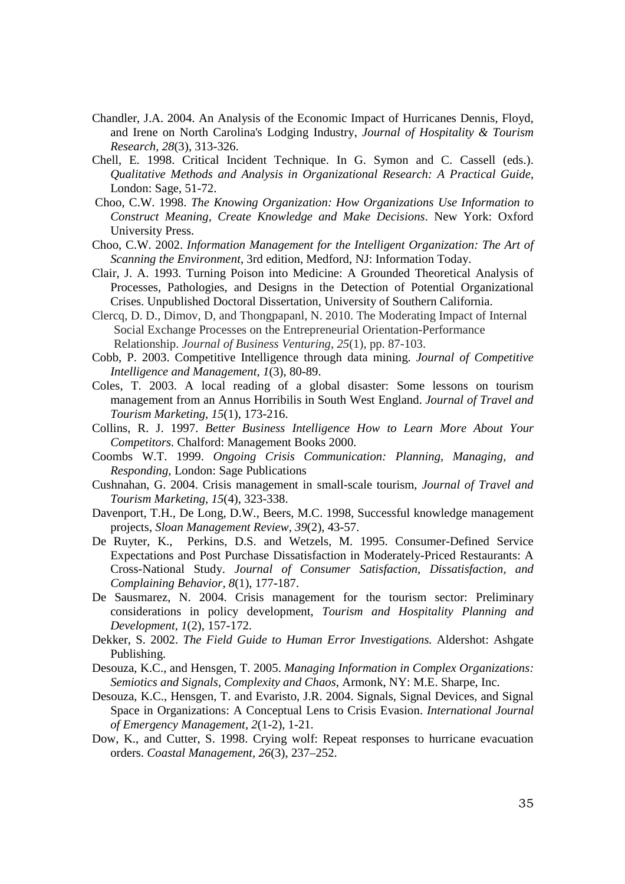Chandler, J.A. 2004. An Analysis of the Economic Impact of Hurricanes Dennis, Floyd, and Irene on North Carolina's Lodging Industry, *Journal of Hospitality & Tourism Research, 28*(3), 313-326.

Chell, E. 1998. Critical Incident Technique. In G. Symon and C. Cassell (eds.). *Qualitative Methods and Analysis in Organizational Research: A Practical Guide*, London: Sage, 51-72.

Choo, C.W. 1998. *The Knowing Organization: How Organizations Use Information to Construct Meaning, Create Knowledge and Make Decisions*. New York: Oxford University Press.

Choo, C.W. 2002. *Information Management for the Intelligent Organization: The Art of Scanning the Environment*, 3rd edition, Medford, NJ: Information Today.

Clair, J. A. 1993. Turning Poison into Medicine: A Grounded Theoretical Analysis of Processes, Pathologies, and Designs in the Detection of Potential Organizational Crises. Unpublished Doctoral Dissertation, University of Southern California.

Clercq, D. D., Dimov, D, and Thongpapanl, N. 2010. The Moderating Impact of Internal Social Exchange Processes on the Entrepreneurial Orientation-Performance Relationship. *Journal of Business Venturing*, *25*(1), pp. 87-103.

Cobb, P. 2003. Competitive Intelligence through data mining. *Journal of Competitive Intelligence and Management, 1*(3), 80-89.

Coles, T. 2003. A local reading of a global disaster: Some lessons on tourism management from an Annus Horribilis in South West England. *Journal of Travel and Tourism Marketing, 15*(1), 173-216.

Collins, R. J. 1997. *Better Business Intelligence How to Learn More About Your Competitors.* Chalford: Management Books 2000.

Coombs W.T. 1999. *Ongoing Crisis Communication: Planning, Managing, and Responding*, London: Sage Publications

Cushnahan, G. 2004. Crisis management in small-scale tourism, *Journal of Travel and Tourism Marketing, 15*(4), 323-338.

Davenport, T.H., De Long, D.W., Beers, M.C. 1998, Successful knowledge management projects, *Sloan Management Review, 39*(2), 43-57.

De Ruyter, K., Perkins, D.S. and Wetzels, M. 1995. Consumer-Defined Service Expectations and Post Purchase Dissatisfaction in Moderately-Priced Restaurants: A Cross-National Study. *Journal of Consumer Satisfaction, Dissatisfaction, and Complaining Behavior, 8*(1), 177-187.

De Sausmarez, N. 2004. Crisis management for the tourism sector: Preliminary considerations in policy development, *Tourism and Hospitality Planning and Development, 1*(2), 157-172.

Dekker, S. 2002. *The Field Guide to Human Error Investigations.* Aldershot: Ashgate Publishing.

Desouza, K.C., and Hensgen, T. 2005. *Managing Information in Complex Organizations: Semiotics and Signals, Complexity and Chaos*, Armonk, NY: M.E. Sharpe, Inc.

Desouza, K.C., Hensgen, T. and Evaristo, J.R. 2004. Signals, Signal Devices, and Signal Space in Organizations: A Conceptual Lens to Crisis Evasion. *International Journal of Emergency Management, 2*(1-2), 1-21.

Dow, K., and Cutter, S. 1998. Crying wolf: Repeat responses to hurricane evacuation orders. *Coastal Management, 26*(3), 237–252.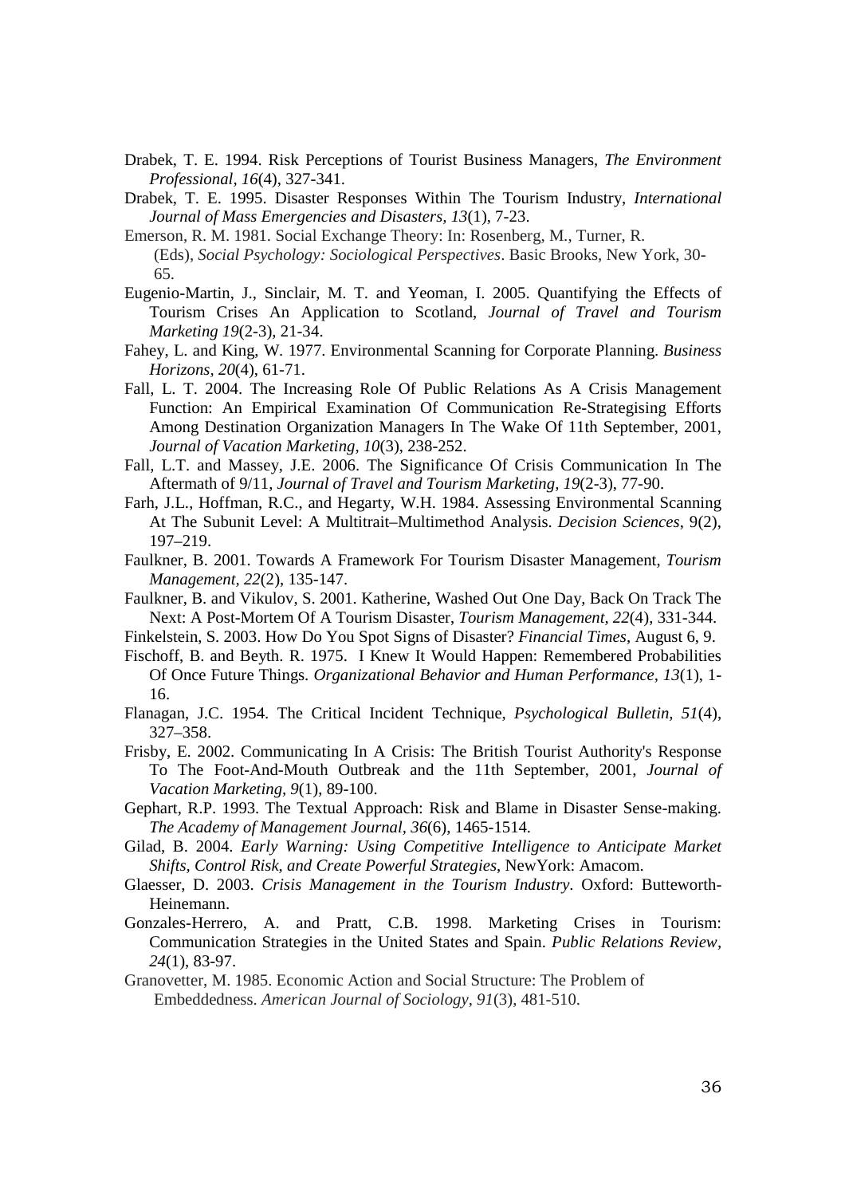Drabek, T. E. 1994. Risk Perceptions of Tourist Business Managers, *The Environment Professional, 16*(4), 327-341.

Drabek, T. E. 1995. Disaster Responses Within The Tourism Industry, *International Journal of Mass Emergencies and Disasters, 13*(1), 7-23.

Emerson, R. M. 1981. Social Exchange Theory: In: Rosenberg, M., Turner, R. (Eds), *Social Psychology: Sociological Perspectives*. Basic Brooks, New York, 30-65.

Eugenio-Martin, J., Sinclair, M. T. and Yeoman, I. 2005. Quantifying the Effects of Tourism Crises An Application to Scotland, *Journal of Travel and Tourism Marketing 19*(2-3), 21-34.

Fahey, L. and King, W. 1977. Environmental Scanning for Corporate Planning. *Business Horizons, 20*(4), 61-71.

Fall, L. T. 2004. The Increasing Role Of Public Relations As A Crisis Management Function: An Empirical Examination Of Communication Re-Strategising Efforts Among Destination Organization Managers In The Wake Of 11th September, 2001, *Journal of Vacation Marketing, 10*(3), 238-252.

Fall, L.T. and Massey, J.E. 2006. The Significance Of Crisis Communication In The Aftermath of 9/11, *Journal of Travel and Tourism Marketing, 19*(2-3), 77-90.

Farh, J.L., Hoffman, R.C., and Hegarty, W.H. 1984. Assessing Environmental Scanning At The Subunit Level: A Multitrait–Multimethod Analysis. *Decision Sciences*, 9(2), 197–219.

Faulkner, B. 2001. Towards A Framework For Tourism Disaster Management, *Tourism Management, 22*(2), 135-147.

Faulkner, B. and Vikulov, S. 2001. Katherine, Washed Out One Day, Back On Track The Next: A Post-Mortem Of A Tourism Disaster, *Tourism Management, 22*(4), 331-344.

Finkelstein, S. 2003. How Do You Spot Signs of Disaster? *Financial Times*, August 6, 9.

Fischoff, B. and Beyth. R. 1975. I Knew It Would Happen: Remembered Probabilities Of Once Future Things. *Organizational Behavior and Human Performance, 13*(1), 1-16.

Flanagan, J.C. 1954. The Critical Incident Technique, *Psychological Bulletin, 51*(4), 327–358.

Frisby, E. 2002. Communicating In A Crisis: The British Tourist Authority's Response To The Foot-And-Mouth Outbreak and the 11th September, 2001, *Journal of Vacation Marketing, 9*(1), 89-100.

Gephart, R.P. 1993. The Textual Approach: Risk and Blame in Disaster Sense-making. *The Academy of Management Journal, 36*(6), 1465-1514.

Gilad, B. 2004. *Early Warning: Using Competitive Intelligence to Anticipate Market Shifts, Control Risk, and Create Powerful Strategies*, NewYork: Amacom.

Glaesser, D. 2003. *Crisis Management in the Tourism Industry*. Oxford: Butteworth-Heinemann.

Gonzales-Herrero, A. and Pratt, C.B. 1998. Marketing Crises in Tourism: Communication Strategies in the United States and Spain. *Public Relations Review, 24*(1), 83-97.

Granovetter, M. 1985. Economic Action and Social Structure: The Problem of Embeddedness. *American Journal of Sociology, 91*(3), 481-510.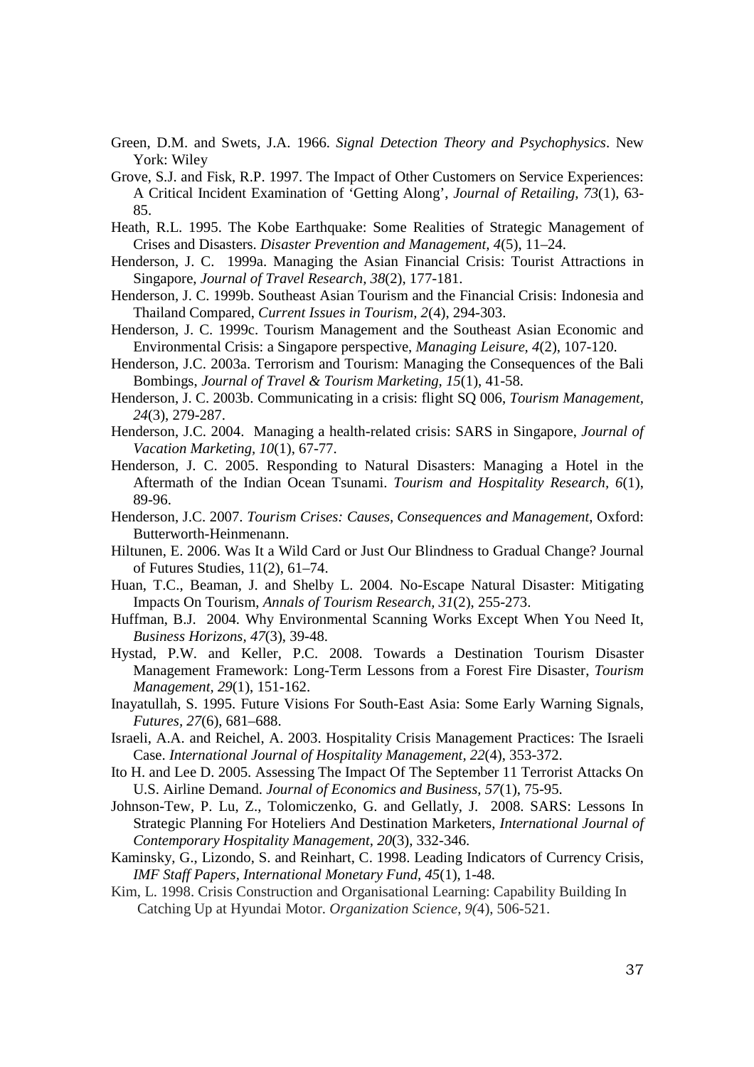Green, D.M. and Swets, J.A. 1966. *Signal Detection Theory and Psychophysics*. New York: Wiley

Grove, S.J. and Fisk, R.P. 1997. The Impact of Other Customers on Service Experiences: A Critical Incident Examination of 'Getting Along', *Journal of Retailing, 73*(1), 63-85.

Heath, R.L. 1995. The Kobe Earthquake: Some Realities of Strategic Management of Crises and Disasters. *Disaster Prevention and Management, 4*(5), 11–24.

Henderson, J. C. 1999a. Managing the Asian Financial Crisis: Tourist Attractions in Singapore, *Journal of Travel Research, 38*(2), 177-181.

Henderson, J. C. 1999b. Southeast Asian Tourism and the Financial Crisis: Indonesia and Thailand Compared, *Current Issues in Tourism, 2*(4), 294-303.

Henderson, J. C. 1999c. Tourism Management and the Southeast Asian Economic and Environmental Crisis: a Singapore perspective, *Managing Leisure, 4*(2), 107-120.

Henderson, J.C. 2003a. Terrorism and Tourism: Managing the Consequences of the Bali Bombings, *Journal of Travel & Tourism Marketing, 15*(1), 41-58.

Henderson, J. C. 2003b. Communicating in a crisis: flight SQ 006, *Tourism Management, 24*(3), 279-287.

Henderson, J.C. 2004. Managing a health-related crisis: SARS in Singapore, *Journal of Vacation Marketing, 10*(1), 67-77.

Henderson, J. C. 2005. Responding to Natural Disasters: Managing a Hotel in the Aftermath of the Indian Ocean Tsunami. *Tourism and Hospitality Research, 6*(1), 89-96.

Henderson, J.C. 2007. *Tourism Crises: Causes, Consequences and Management*, Oxford: Butterworth-Heinmenann.

Hiltunen, E. 2006. Was It a Wild Card or Just Our Blindness to Gradual Change? Journal of Futures Studies, 11(2), 61–74.

Huan, T.C., Beaman, J. and Shelby L. 2004. No-Escape Natural Disaster: Mitigating Impacts On Tourism, *Annals of Tourism Research, 31*(2), 255-273.

Huffman, B.J. 2004. Why Environmental Scanning Works Except When You Need It, *Business Horizons, 47*(3), 39-48.

Hystad, P.W. and Keller, P.C. 2008. Towards a Destination Tourism Disaster Management Framework: Long-Term Lessons from a Forest Fire Disaster, *Tourism Management, 29*(1), 151-162.

Inayatullah, S. 1995. Future Visions For South-East Asia: Some Early Warning Signals, *Futures, 27*(6), 681–688.

Israeli, A.A. and Reichel, A. 2003. Hospitality Crisis Management Practices: The Israeli Case. *International Journal of Hospitality Management, 22*(4), 353-372.

Ito H. and Lee D. 2005. Assessing The Impact Of The September 11 Terrorist Attacks On U.S. Airline Demand. *Journal of Economics and Business, 57*(1), 75-95.

Johnson-Tew, P. Lu, Z., Tolomiczenko, G. and Gellatly, J. 2008. SARS: Lessons In Strategic Planning For Hoteliers And Destination Marketers, *International Journal of Contemporary Hospitality Management, 20*(3), 332-346.

Kaminsky, G., Lizondo, S. and Reinhart, C. 1998. Leading Indicators of Currency Crisis, *IMF Staff Papers, International Monetary Fund, 45*(1), 1-48.

Kim, L. 1998. Crisis Construction and Organisational Learning: Capability Building In Catching Up at Hyundai Motor. *Organization Science, 9(*4), 506-521.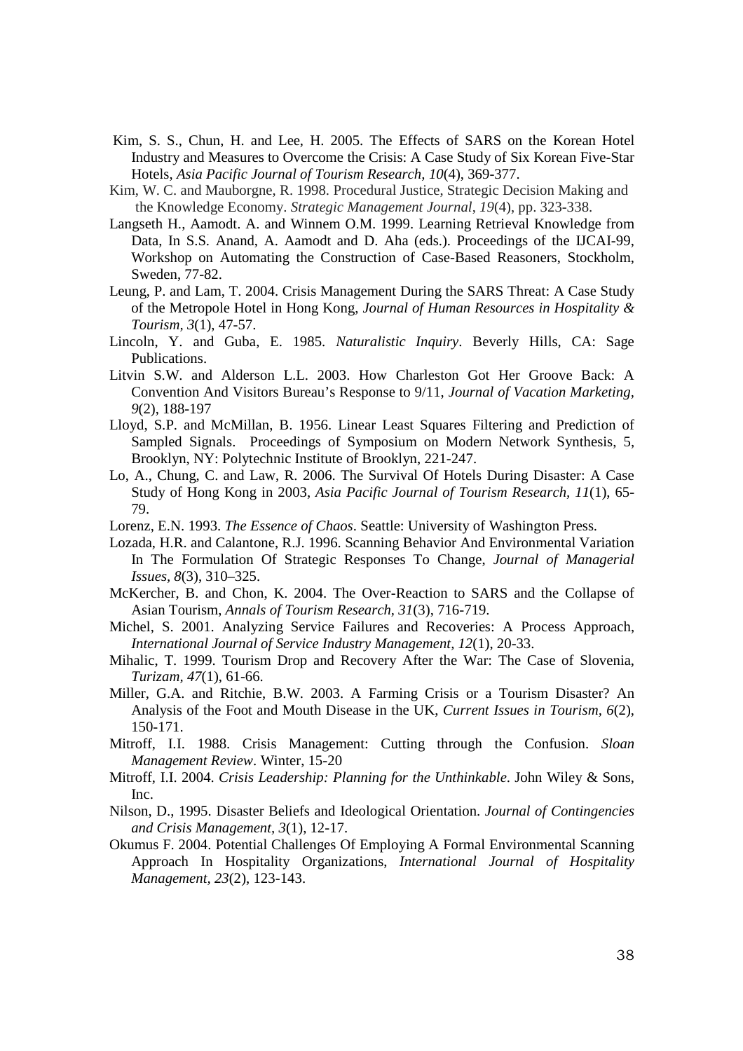Kim, S. S., Chun, H. and Lee, H. 2005. The Effects of SARS on the Korean Hotel Industry and Measures to Overcome the Crisis: A Case Study of Six Korean Five-Star Hotels, *Asia Pacific Journal of Tourism Research, 10*(4), 369-377.

Kim, W. C. and Mauborgne, R. 1998. Procedural Justice, Strategic Decision Making and the Knowledge Economy. *Strategic Management Journal*, *19*(4), pp. 323-338.

Langseth H., Aamodt. A. and Winnem O.M. 1999. Learning Retrieval Knowledge from Data, In S.S. Anand, A. Aamodt and D. Aha (eds.). Proceedings of the IJCAI-99, Workshop on Automating the Construction of Case-Based Reasoners, Stockholm, Sweden, 77-82.

Leung, P. and Lam, T. 2004. Crisis Management During the SARS Threat: A Case Study of the Metropole Hotel in Hong Kong, *Journal of Human Resources in Hospitality & Tourism, 3*(1), 47-57.

Lincoln, Y. and Guba, E. 1985. *Naturalistic Inquiry*. Beverly Hills, CA: Sage Publications.

Litvin S.W. and Alderson L.L. 2003. How Charleston Got Her Groove Back: A Convention And Visitors Bureau's Response to 9/11, *Journal of Vacation Marketing, 9*(2), 188-197

Lloyd, S.P. and McMillan, B. 1956. Linear Least Squares Filtering and Prediction of Sampled Signals. Proceedings of Symposium on Modern Network Synthesis, 5, Brooklyn, NY: Polytechnic Institute of Brooklyn, 221-247.

Lo, A., Chung, C. and Law, R. 2006. The Survival Of Hotels During Disaster: A Case Study of Hong Kong in 2003, *Asia Pacific Journal of Tourism Research, 11*(1), 65-79.

Lorenz, E.N. 1993. *The Essence of Chaos*. Seattle: University of Washington Press.

Lozada, H.R. and Calantone, R.J. 1996. Scanning Behavior And Environmental Variation In The Formulation Of Strategic Responses To Change, *Journal of Managerial Issues, 8*(3), 310–325.

McKercher, B. and Chon, K. 2004. The Over-Reaction to SARS and the Collapse of Asian Tourism, *Annals of Tourism Research, 31*(3), 716-719.

Michel, S. 2001. Analyzing Service Failures and Recoveries: A Process Approach, *International Journal of Service Industry Management, 12*(1), 20-33.

Mihalic, T. 1999. Tourism Drop and Recovery After the War: The Case of Slovenia, *Turizam, 47*(1), 61-66.

Miller, G.A. and Ritchie, B.W. 2003. A Farming Crisis or a Tourism Disaster? An Analysis of the Foot and Mouth Disease in the UK, *Current Issues in Tourism, 6*(2), 150-171.

Mitroff, I.I. 1988. Crisis Management: Cutting through the Confusion. *Sloan Management Review*. Winter, 15-20

Mitroff, I.I. 2004. *Crisis Leadership: Planning for the Unthinkable*. John Wiley & Sons, Inc.

Nilson, D., 1995. Disaster Beliefs and Ideological Orientation. *Journal of Contingencies and Crisis Management, 3*(1), 12-17.

Okumus F. 2004. Potential Challenges Of Employing A Formal Environmental Scanning Approach In Hospitality Organizations, *International Journal of Hospitality Management, 23*(2), 123-143.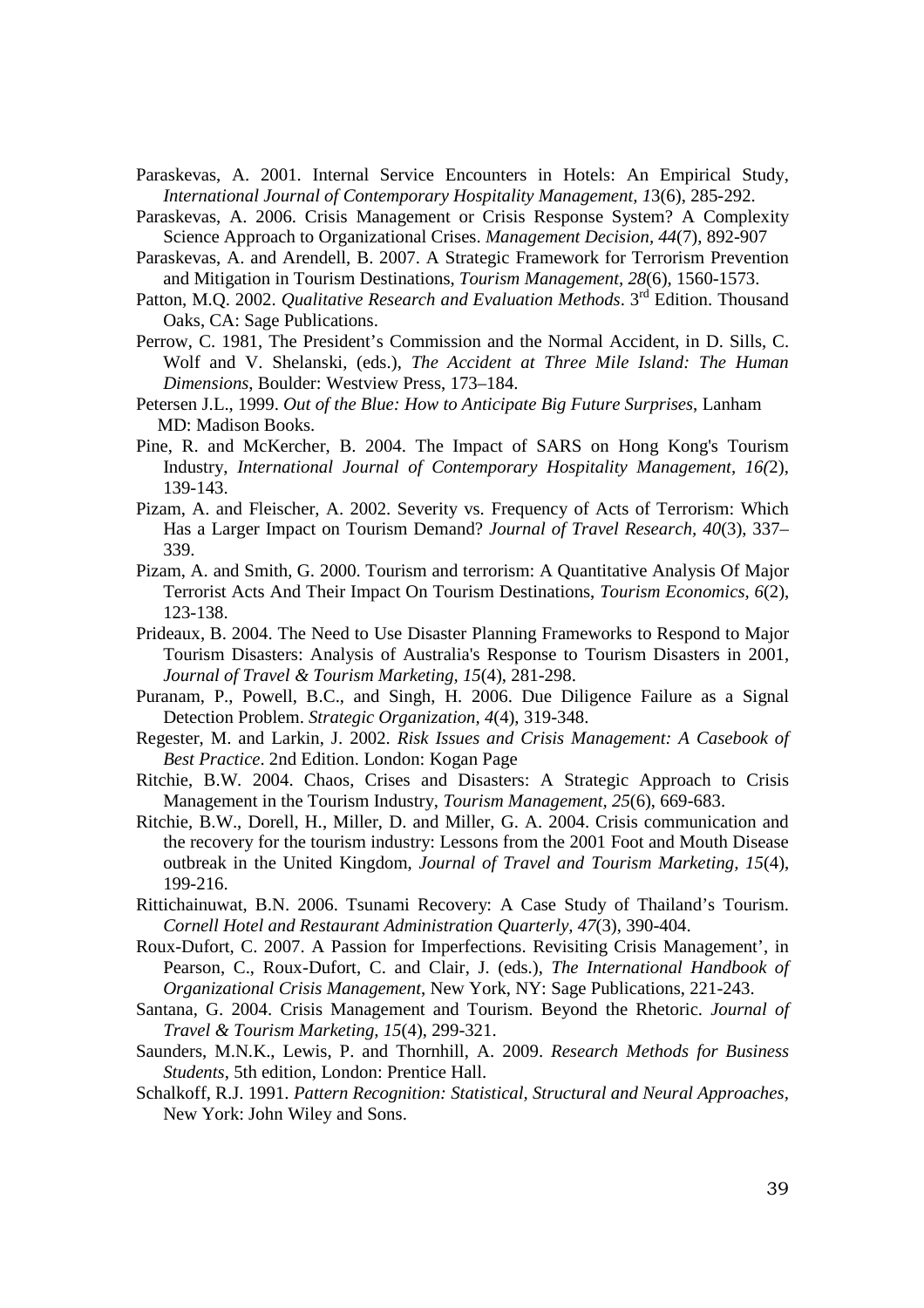Paraskevas, A. 2001. Internal Service Encounters in Hotels: An Empirical Study, *International Journal of Contemporary Hospitality Management, 1*3(6), 285-292.

Paraskevas, A. 2006. Crisis Management or Crisis Response System? A Complexity Science Approach to Organizational Crises. *Management Decision*, *44*(7), 892-907

Paraskevas, A. and Arendell, B. 2007. A Strategic Framework for Terrorism Prevention and Mitigation in Tourism Destinations, *Tourism Management, 28*(6), 1560-1573.

Patton, M.Q. 2002. *Qualitative Research and Evaluation Methods*. 3rd Edition. Thousand Oaks, CA: Sage Publications.

Perrow, C. 1981, The President's Commission and the Normal Accident, in D. Sills, C. Wolf and V. Shelanski, (eds.), *The Accident at Three Mile Island: The Human Dimensions*, Boulder: Westview Press, 173–184.

Petersen J.L., 1999. *Out of the Blue: How to Anticipate Big Future Surprises*, Lanham MD: Madison Books.

Pine, R. and McKercher, B. 2004. The Impact of SARS on Hong Kong's Tourism Industry, *International Journal of Contemporary Hospitality Management, 16(*2), 139-143.

Pizam, A. and Fleischer, A. 2002. Severity vs. Frequency of Acts of Terrorism: Which Has a Larger Impact on Tourism Demand? *Journal of Travel Research*, *40*(3), 337–339.

Pizam, A. and Smith, G. 2000. Tourism and terrorism: A Quantitative Analysis Of Major Terrorist Acts And Their Impact On Tourism Destinations, *Tourism Economics, 6*(2), 123-138.

Prideaux, B. 2004. The Need to Use Disaster Planning Frameworks to Respond to Major Tourism Disasters: Analysis of Australia's Response to Tourism Disasters in 2001, *Journal of Travel & Tourism Marketing, 15*(4), 281-298.

Puranam, P., Powell, B.C., and Singh, H. 2006. Due Diligence Failure as a Signal Detection Problem. *Strategic Organization, 4*(4), 319-348.

Regester, M. and Larkin, J. 2002. *Risk Issues and Crisis Management: A Casebook of Best Practice*. 2nd Edition. London: Kogan Page

Ritchie, B.W. 2004. Chaos, Crises and Disasters: A Strategic Approach to Crisis Management in the Tourism Industry, *Tourism Management, 25*(6), 669-683.

Ritchie, B.W., Dorell, H., Miller, D. and Miller, G. A. 2004. Crisis communication and the recovery for the tourism industry: Lessons from the 2001 Foot and Mouth Disease outbreak in the United Kingdom, *Journal of Travel and Tourism Marketing, 15*(4), 199-216.

Rittichainuwat, B.N. 2006. Tsunami Recovery: A Case Study of Thailand's Tourism. *Cornell Hotel and Restaurant Administration Quarterly, 47*(3), 390-404.

Roux-Dufort, C. 2007. A Passion for Imperfections. Revisiting Crisis Management', in Pearson, C., Roux-Dufort, C. and Clair, J. (eds.), *The International Handbook of Organizational Crisis Management*, New York, NY: Sage Publications, 221-243.

Santana, G. 2004. Crisis Management and Tourism. Beyond the Rhetoric. *Journal of Travel & Tourism Marketing, 15*(4), 299-321.

Saunders, M.N.K., Lewis, P. and Thornhill, A. 2009. *Research Methods for Business Students*, 5th edition, London: Prentice Hall.

Schalkoff, R.J. 1991. *Pattern Recognition: Statistical, Structural and Neural Approaches*, New York: John Wiley and Sons.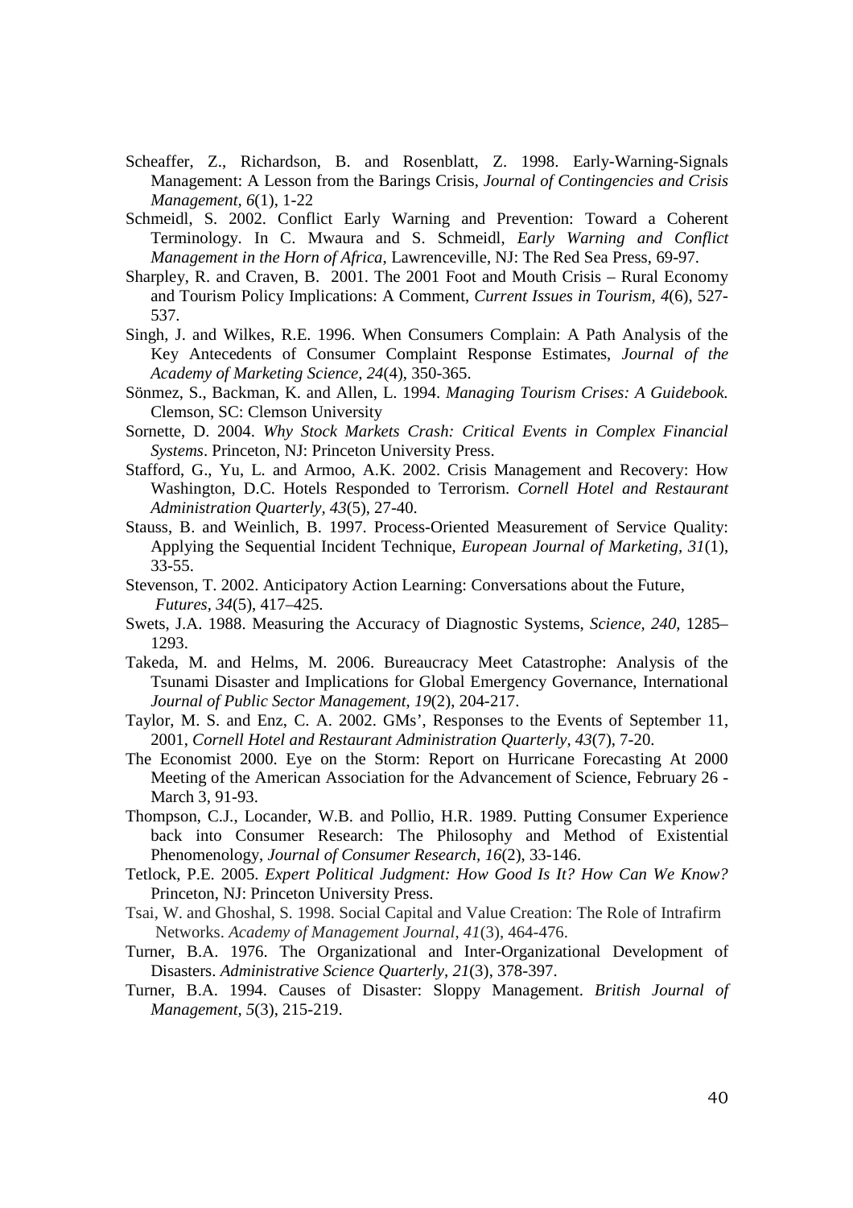Scheaffer, Z., Richardson, B. and Rosenblatt, Z. 1998. Early-Warning-Signals Management: A Lesson from the Barings Crisis, *Journal of Contingencies and Crisis Management, 6*(1), 1-22

Schmeidl, S. 2002. Conflict Early Warning and Prevention: Toward a Coherent Terminology. In C. Mwaura and S. Schmeidl, *Early Warning and Conflict Management in the Horn of Africa*, Lawrenceville, NJ: The Red Sea Press, 69-97.

Sharpley, R. and Craven, B. 2001. The 2001 Foot and Mouth Crisis – Rural Economy and Tourism Policy Implications: A Comment, *Current Issues in Tourism, 4*(6), 527-537.

Singh, J. and Wilkes, R.E. 1996. When Consumers Complain: A Path Analysis of the Key Antecedents of Consumer Complaint Response Estimates, *Journal of the Academy of Marketing Science, 24*(4), 350-365.

Sönmez, S., Backman, K. and Allen, L. 1994. *Managing Tourism Crises: A Guidebook.* Clemson, SC: Clemson University

Sornette, D. 2004. *Why Stock Markets Crash: Critical Events in Complex Financial Systems*. Princeton, NJ: Princeton University Press.

Stafford, G., Yu, L. and Armoo, A.K. 2002. Crisis Management and Recovery: How Washington, D.C. Hotels Responded to Terrorism. *Cornell Hotel and Restaurant Administration Quarterly, 43*(5), 27-40.

Stauss, B. and Weinlich, B. 1997. Process-Oriented Measurement of Service Quality: Applying the Sequential Incident Technique, *European Journal of Marketing, 31*(1), 33-55.

Stevenson, T. 2002. Anticipatory Action Learning: Conversations about the Future, *Futures, 34*(5), 417–425.

Swets, J.A. 1988. Measuring the Accuracy of Diagnostic Systems, *Science, 240*, 1285–1293.

Takeda, M. and Helms, M. 2006. Bureaucracy Meet Catastrophe: Analysis of the Tsunami Disaster and Implications for Global Emergency Governance, International *Journal of Public Sector Management, 19*(2), 204-217.

Taylor, M. S. and Enz, C. A. 2002. GMs', Responses to the Events of September 11, 2001, *Cornell Hotel and Restaurant Administration Quarterly, 43*(7), 7-20.

The Economist 2000. Eye on the Storm: Report on Hurricane Forecasting At 2000 Meeting of the American Association for the Advancement of Science, February 26 - March 3, 91-93.

Thompson, C.J., Locander, W.B. and Pollio, H.R. 1989. Putting Consumer Experience back into Consumer Research: The Philosophy and Method of Existential Phenomenology, *Journal of Consumer Research, 16*(2), 33-146.

Tetlock, P.E. 2005. *Expert Political Judgment: How Good Is It? How Can We Know?* Princeton, NJ: Princeton University Press.

Tsai, W. and Ghoshal, S. 1998. Social Capital and Value Creation: The Role of Intrafirm Networks. *Academy of Management Journal*, *41*(3), 464-476.

Turner, B.A. 1976. The Organizational and Inter-Organizational Development of Disasters. *Administrative Science Quarterly, 21*(3), 378-397.

Turner, B.A. 1994. Causes of Disaster: Sloppy Management. *British Journal of Management, 5*(3), 215-219.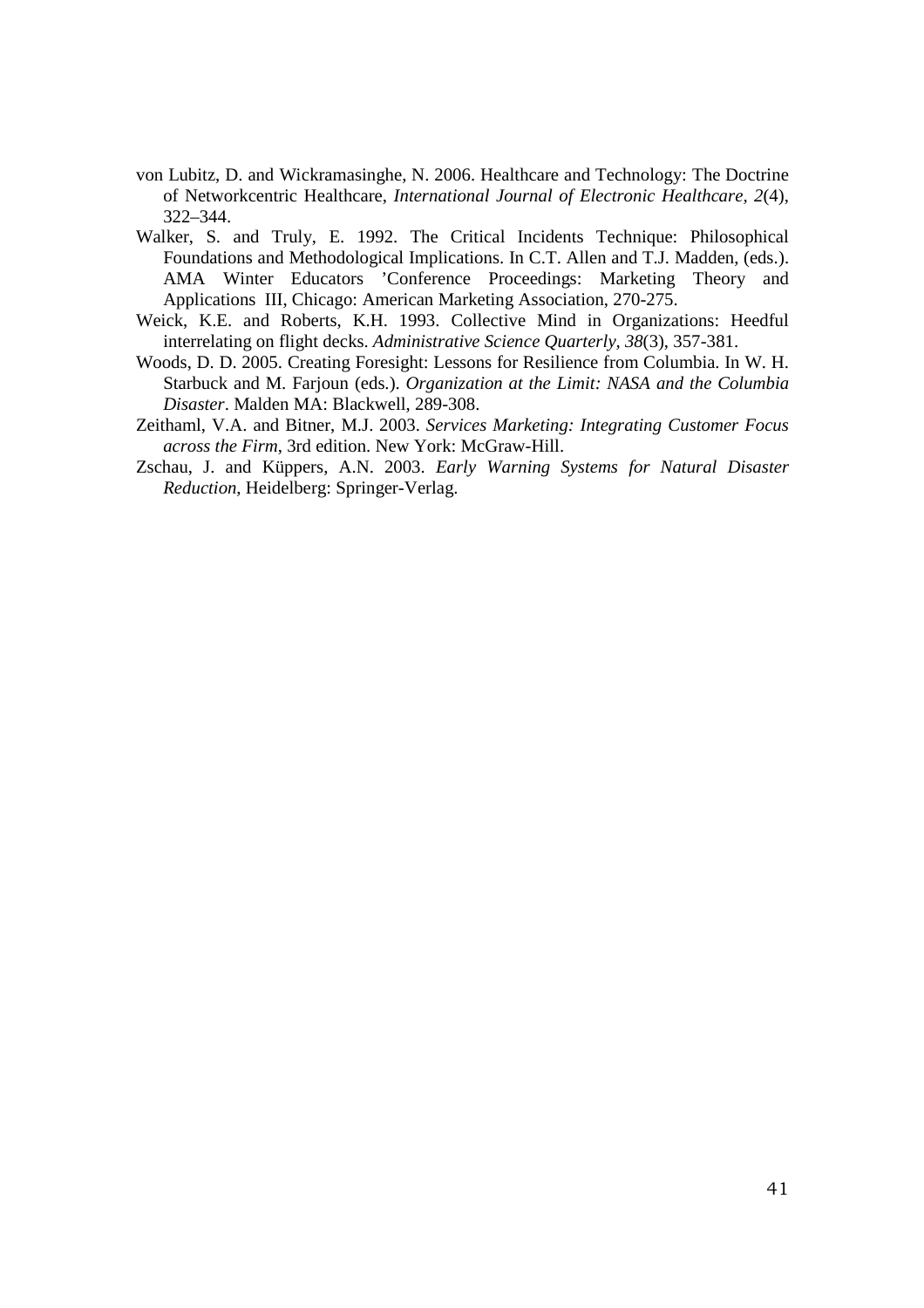von Lubitz, D. and Wickramasinghe, N. 2006. Healthcare and Technology: The Doctrine of Networkcentric Healthcare, *International Journal of Electronic Healthcare, 2*(4), 322–344.

Walker, S. and Truly, E. 1992. The Critical Incidents Technique: Philosophical Foundations and Methodological Implications. In C.T. Allen and T.J. Madden, (eds.). AMA Winter Educators 'Conference Proceedings: Marketing Theory and Applications III, Chicago: American Marketing Association, 270-275.

Weick, K.E. and Roberts, K.H. 1993. Collective Mind in Organizations: Heedful interrelating on flight decks. *Administrative Science Quarterly, 38*(3), 357-381.

Woods, D. D. 2005. Creating Foresight: Lessons for Resilience from Columbia. In W. H. Starbuck and M. Farjoun (eds.). *Organization at the Limit: NASA and the Columbia Disaster*. Malden MA: Blackwell, 289-308.

Zeithaml, V.A. and Bitner, M.J. 2003. *Services Marketing: Integrating Customer Focus across the Firm*, 3rd edition. New York: McGraw-Hill.

Zschau, J. and Küppers, A.N. 2003. *Early Warning Systems for Natural Disaster Reduction*, Heidelberg: Springer-Verlag.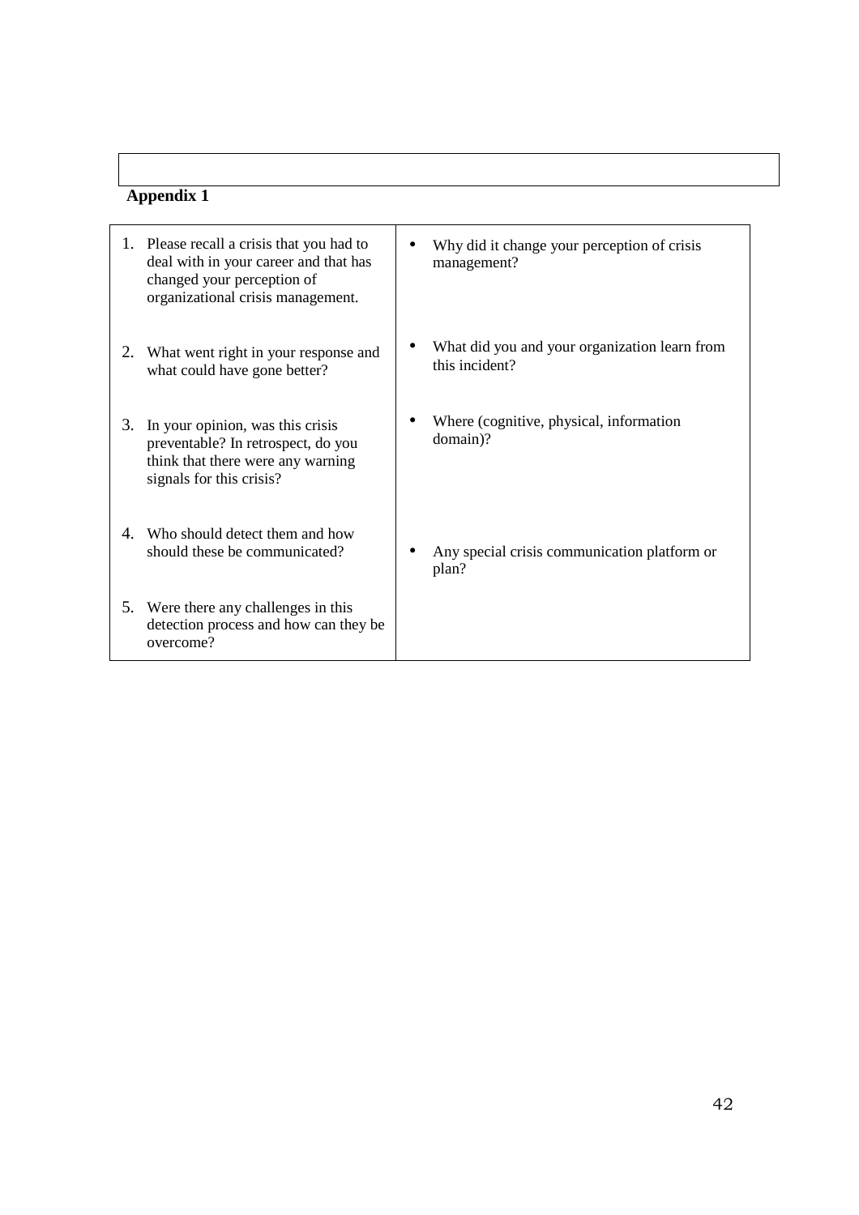**Appendix 1**

| | |
|---|---|
| 1. Please recall a crisis that you had to deal with in your career and that has changed your perception of organizational crisis management. | • Why did it change your perception of crisis management? |
| 2. What went right in your response and what could have gone better? | • What did you and your organization learn from this incident? |
| 3. In your opinion, was this crisis preventable? In retrospect, do you think that there were any warning signals for this crisis? | • Where (cognitive, physical, information domain)? |
| 4. Who should detect them and how should these be communicated? | • Any special crisis communication platform or plan? |
| 5. Were there any challenges in this detection process and how can they be overcome? | |